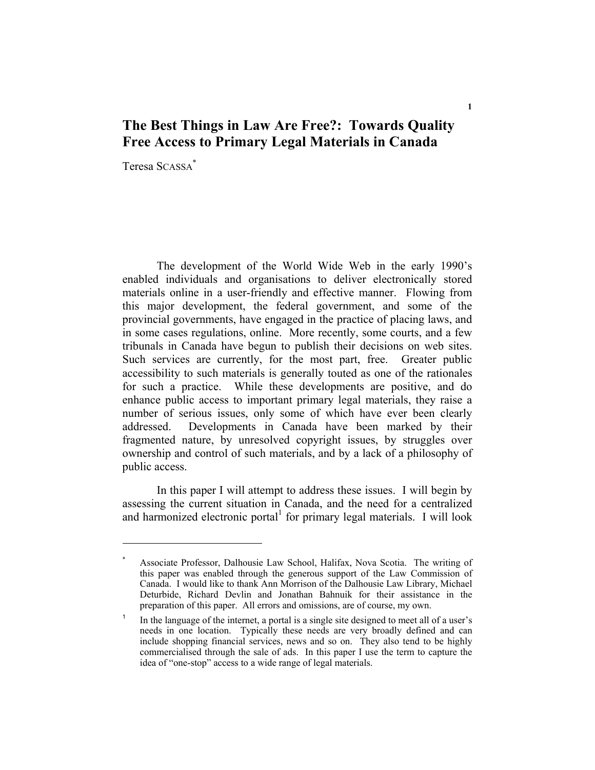# The Best Things in Law Are Free?: Towards Quality Free Access to Primary Legal Materials in Canada

Teresa SCASSA[*]

The development of the World Wide Web in the early 1990's enabled individuals and organisations to deliver electronically stored materials online in a user-friendly and effective manner. Flowing from this major development, the federal government, and some of the provincial governments, have engaged in the practice of placing laws, and in some cases regulations, online. More recently, some courts, and a few tribunals in Canada have begun to publish their decisions on web sites. Such services are currently, for the most part, free. Greater public accessibility to such materials is generally touted as one of the rationales for such a practice. While these developments are positive, and do enhance public access to important primary legal materials, they raise a number of serious issues, only some of which have ever been clearly addressed. Developments in Canada have been marked by their fragmented nature, by unresolved copyright issues, by struggles over ownership and control of such materials, and by a lack of a philosophy of public access.

In this paper I will attempt to address these issues. I will begin by assessing the current situation in Canada, and the need for a centralized and harmonized electronic portal[1] for primary legal materials. I will look

---

[*] Associate Professor, Dalhousie Law School, Halifax, Nova Scotia. The writing of this paper was enabled through the generous support of the Law Commission of Canada. I would like to thank Ann Morrison of the Dalhousie Law Library, Michael Deturbide, Richard Devlin and Jonathan Bahnuik for their assistance in the preparation of this paper. All errors and omissions, are of course, my own.

[1] In the language of the internet, a portal is a single site designed to meet all of a user's needs in one location. Typically these needs are very broadly defined and can include shopping financial services, news and so on. They also tend to be highly commercialised through the sale of ads. In this paper I use the term to capture the idea of "one-stop" access to a wide range of legal materials.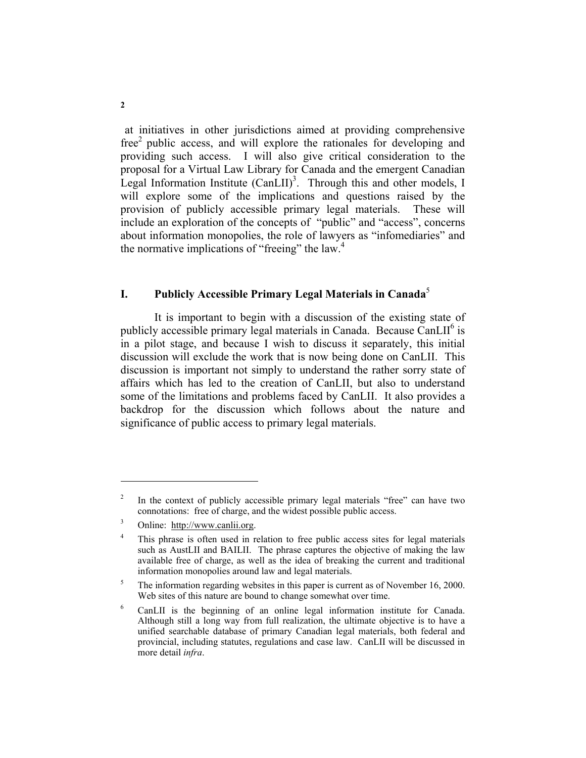at initiatives in other jurisdictions aimed at providing comprehensive free[2] public access, and will explore the rationales for developing and providing such access. I will also give critical consideration to the proposal for a Virtual Law Library for Canada and the emergent Canadian Legal Information Institute (CanLII)[3]. Through this and other models, I will explore some of the implications and questions raised by the provision of publicly accessible primary legal materials. These will include an exploration of the concepts of "public" and "access", concerns about information monopolies, the role of lawyers as "infomediaries" and the normative implications of "freeing" the law.[4]

## I. Publicly Accessible Primary Legal Materials in Canada[5]

It is important to begin with a discussion of the existing state of publicly accessible primary legal materials in Canada. Because CanLII[6] is in a pilot stage, and because I wish to discuss it separately, this initial discussion will exclude the work that is now being done on CanLII. This discussion is important not simply to understand the rather sorry state of affairs which has led to the creation of CanLII, but also to understand some of the limitations and problems faced by CanLII. It also provides a backdrop for the discussion which follows about the nature and significance of public access to primary legal materials.

---

[2] In the context of publicly accessible primary legal materials "free" can have two connotations: free of charge, and the widest possible public access.

[3] Online: http://www.canlii.org.

[4] This phrase is often used in relation to free public access sites for legal materials such as AustLII and BAILII. The phrase captures the objective of making the law available free of charge, as well as the idea of breaking the current and traditional information monopolies around law and legal materials.

[5] The information regarding websites in this paper is current as of November 16, 2000. Web sites of this nature are bound to change somewhat over time.

[6] CanLII is the beginning of an online legal information institute for Canada. Although still a long way from full realization, the ultimate objective is to have a unified searchable database of primary Canadian legal materials, both federal and provincial, including statutes, regulations and case law. CanLII will be discussed in more detail *infra*.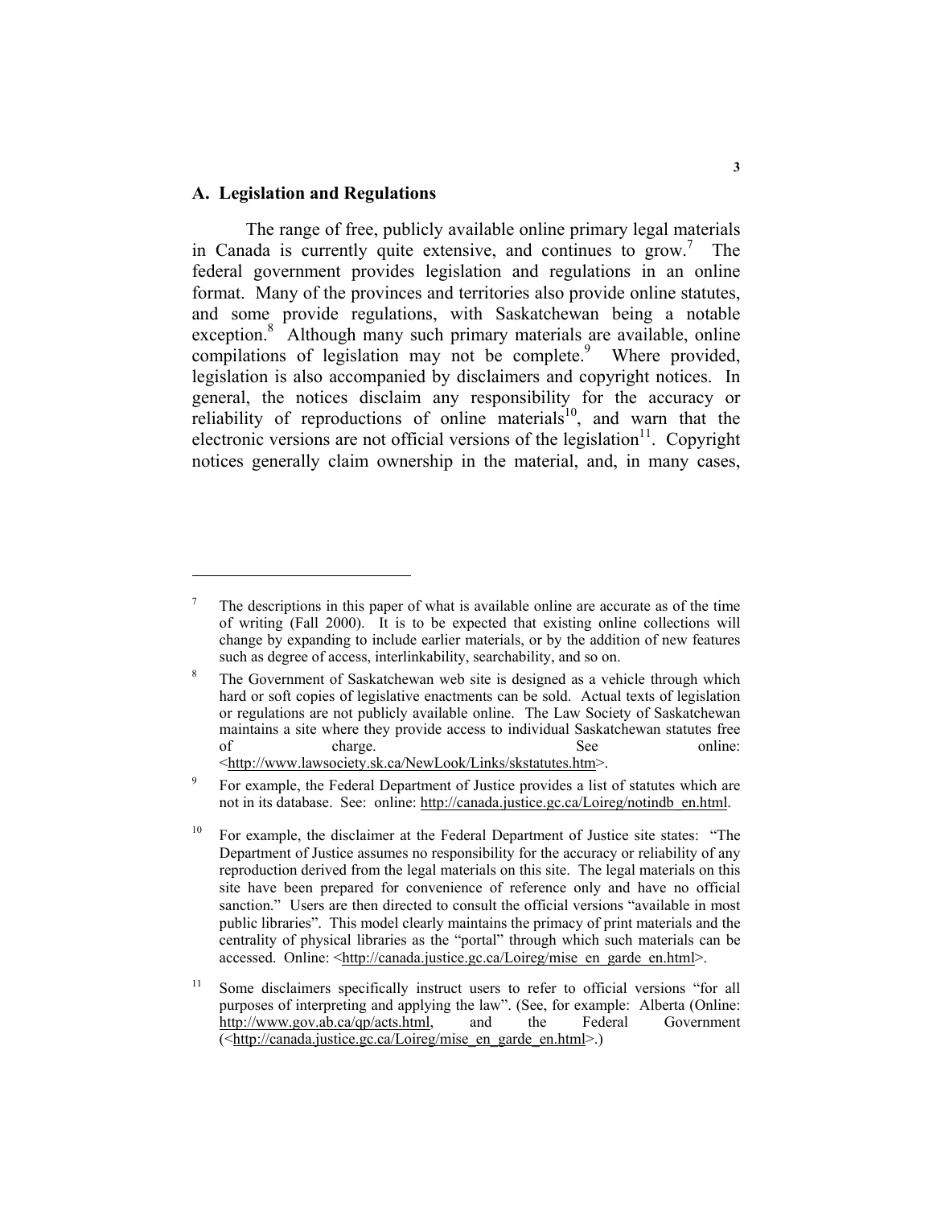## A. Legislation and Regulations

The range of free, publicly available online primary legal materials in Canada is currently quite extensive, and continues to grow.[7] The federal government provides legislation and regulations in an online format. Many of the provinces and territories also provide online statutes, and some provide regulations, with Saskatchewan being a notable exception.[8] Although many such primary materials are available, online compilations of legislation may not be complete.[9] Where provided, legislation is also accompanied by disclaimers and copyright notices. In general, the notices disclaim any responsibility for the accuracy or reliability of reproductions of online materials[10], and warn that the electronic versions are not official versions of the legislation[11]. Copyright notices generally claim ownership in the material, and, in many cases,

---

[7] The descriptions in this paper of what is available online are accurate as of the time of writing (Fall 2000). It is to be expected that existing online collections will change by expanding to include earlier materials, or by the addition of new features such as degree of access, interlinkability, searchability, and so on.

[8] The Government of Saskatchewan web site is designed as a vehicle through which hard or soft copies of legislative enactments can be sold. Actual texts of legislation or regulations are not publicly available online. The Law Society of Saskatchewan maintains a site where they provide access to individual Saskatchewan statutes free of charge. See online: <http://www.lawsociety.sk.ca/NewLook/Links/skstatutes.htm>.

[9] For example, the Federal Department of Justice provides a list of statutes which are not in its database. See: online: http://canada.justice.gc.ca/Loireg/notindb_en.html.

[10] For example, the disclaimer at the Federal Department of Justice site states: "The Department of Justice assumes no responsibility for the accuracy or reliability of any reproduction derived from the legal materials on this site. The legal materials on this site have been prepared for convenience of reference only and have no official sanction." Users are then directed to consult the official versions "available in most public libraries". This model clearly maintains the primacy of print materials and the centrality of physical libraries as the "portal" through which such materials can be accessed. Online: <http://canada.justice.gc.ca/Loireg/mise_en_garde_en.html>.

[11] Some disclaimers specifically instruct users to refer to official versions "for all purposes of interpreting and applying the law". (See, for example: Alberta (Online: http://www.gov.ab.ca/qp/acts.html, and the Federal Government (<http://canada.justice.gc.ca/Loireg/mise_en_garde_en.html>.)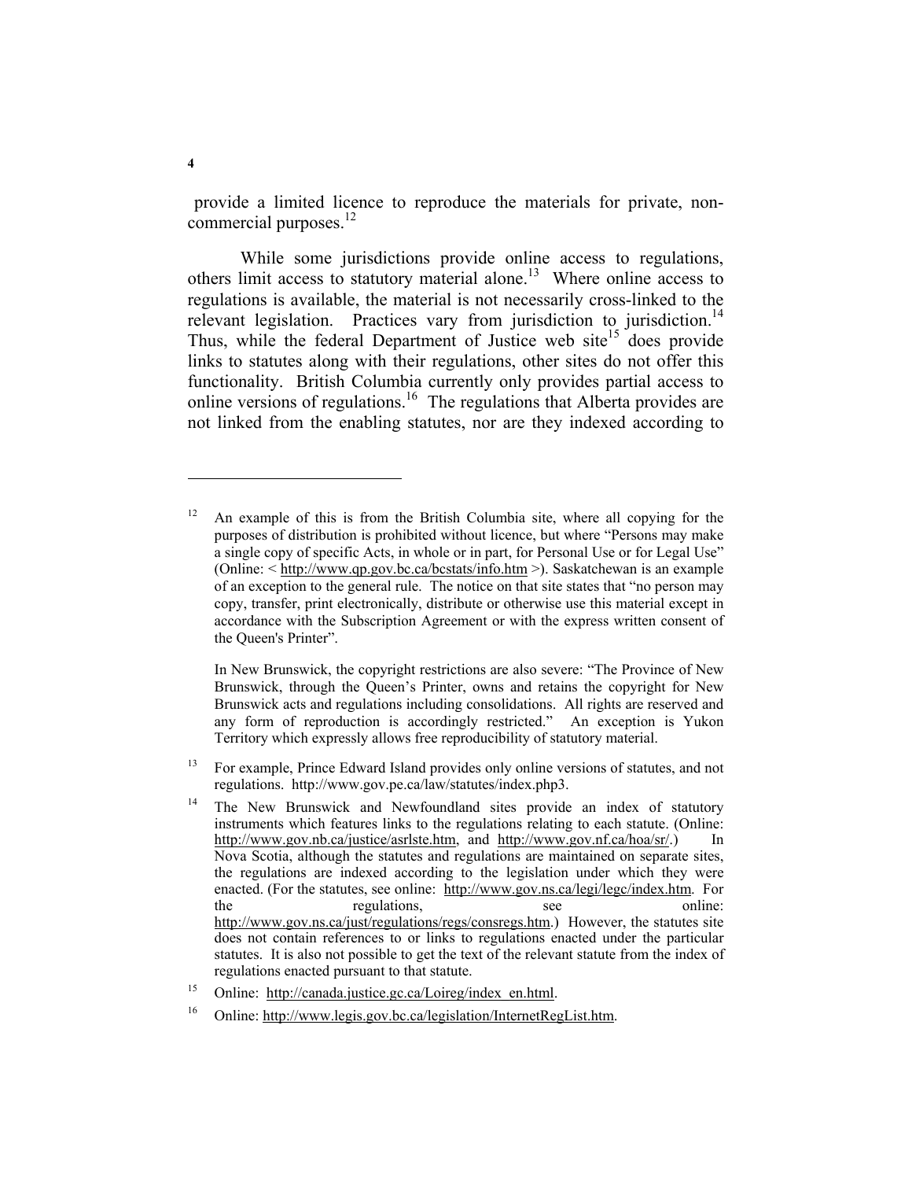provide a limited licence to reproduce the materials for private, non-commercial purposes.[12]

While some jurisdictions provide online access to regulations, others limit access to statutory material alone.[13] Where online access to regulations is available, the material is not necessarily cross-linked to the relevant legislation. Practices vary from jurisdiction to jurisdiction.[14] Thus, while the federal Department of Justice web site[15] does provide links to statutes along with their regulations, other sites do not offer this functionality. British Columbia currently only provides partial access to online versions of regulations.[16] The regulations that Alberta provides are not linked from the enabling statutes, nor are they indexed according to

---

[12] An example of this is from the British Columbia site, where all copying for the purposes of distribution is prohibited without licence, but where "Persons may make a single copy of specific Acts, in whole or in part, for Personal Use or for Legal Use" (Online: < http://www.qp.gov.bc.ca/bcstats/info.htm >). Saskatchewan is an example of an exception to the general rule. The notice on that site states that "no person may copy, transfer, print electronically, distribute or otherwise use this material except in accordance with the Subscription Agreement or with the express written consent of the Queen's Printer".

In New Brunswick, the copyright restrictions are also severe: "The Province of New Brunswick, through the Queen's Printer, owns and retains the copyright for New Brunswick acts and regulations including consolidations. All rights are reserved and any form of reproduction is accordingly restricted." An exception is Yukon Territory which expressly allows free reproducibility of statutory material.

[13] For example, Prince Edward Island provides only online versions of statutes, and not regulations. http://www.gov.pe.ca/law/statutes/index.php3.

[14] The New Brunswick and Newfoundland sites provide an index of statutory instruments which features links to the regulations relating to each statute. (Online: http://www.gov.nb.ca/justice/asrlste.htm, and http://www.gov.nf.ca/hoa/sr/.) In Nova Scotia, although the statutes and regulations are maintained on separate sites, the regulations are indexed according to the legislation under which they were enacted. (For the statutes, see online: http://www.gov.ns.ca/legi/legc/index.htm. For the regulations, see online: http://www.gov.ns.ca/just/regulations/regs/consregs.htm.) However, the statutes site does not contain references to or links to regulations enacted under the particular statutes. It is also not possible to get the text of the relevant statute from the index of regulations enacted pursuant to that statute.

[15] Online: http://canada.justice.gc.ca/Loireg/index_en.html.

[16] Online: http://www.legis.gov.bc.ca/legislation/InternetRegList.htm.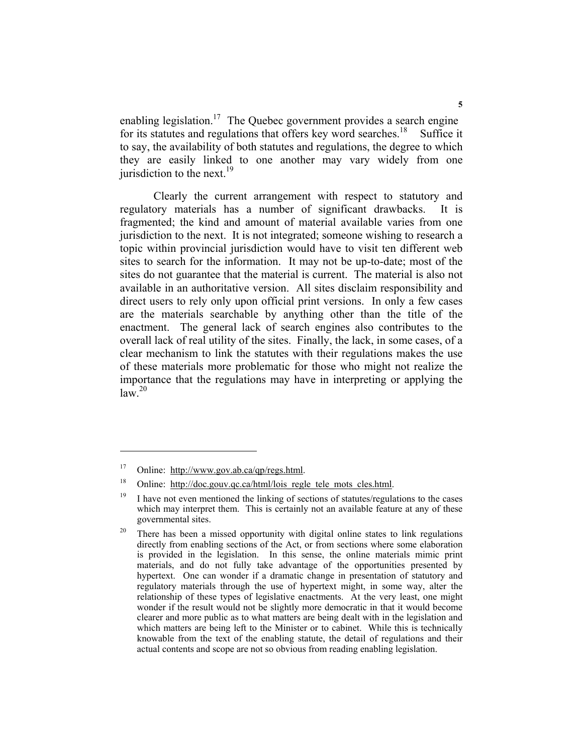enabling legislation.[17] The Quebec government provides a search engine for its statutes and regulations that offers key word searches.[18] Suffice it to say, the availability of both statutes and regulations, the degree to which they are easily linked to one another may vary widely from one jurisdiction to the next.[19]

Clearly the current arrangement with respect to statutory and regulatory materials has a number of significant drawbacks. It is fragmented; the kind and amount of material available varies from one jurisdiction to the next. It is not integrated; someone wishing to research a topic within provincial jurisdiction would have to visit ten different web sites to search for the information. It may not be up-to-date; most of the sites do not guarantee that the material is current. The material is also not available in an authoritative version. All sites disclaim responsibility and direct users to rely only upon official print versions. In only a few cases are the materials searchable by anything other than the title of the enactment. The general lack of search engines also contributes to the overall lack of real utility of the sites. Finally, the lack, in some cases, of a clear mechanism to link the statutes with their regulations makes the use of these materials more problematic for those who might not realize the importance that the regulations may have in interpreting or applying the law.[20]

---

[17] Online: http://www.gov.ab.ca/qp/regs.html.

[18] Online: http://doc.gouv.qc.ca/html/lois_regle_tele_mots_cles.html.

[19] I have not even mentioned the linking of sections of statutes/regulations to the cases which may interpret them. This is certainly not an available feature at any of these governmental sites.

[20] There has been a missed opportunity with digital online states to link regulations directly from enabling sections of the Act, or from sections where some elaboration is provided in the legislation. In this sense, the online materials mimic print materials, and do not fully take advantage of the opportunities presented by hypertext. One can wonder if a dramatic change in presentation of statutory and regulatory materials through the use of hypertext might, in some way, alter the relationship of these types of legislative enactments. At the very least, one might wonder if the result would not be slightly more democratic in that it would become clearer and more public as to what matters are being dealt with in the legislation and which matters are being left to the Minister or to cabinet. While this is technically knowable from the text of the enabling statute, the detail of regulations and their actual contents and scope are not so obvious from reading enabling legislation.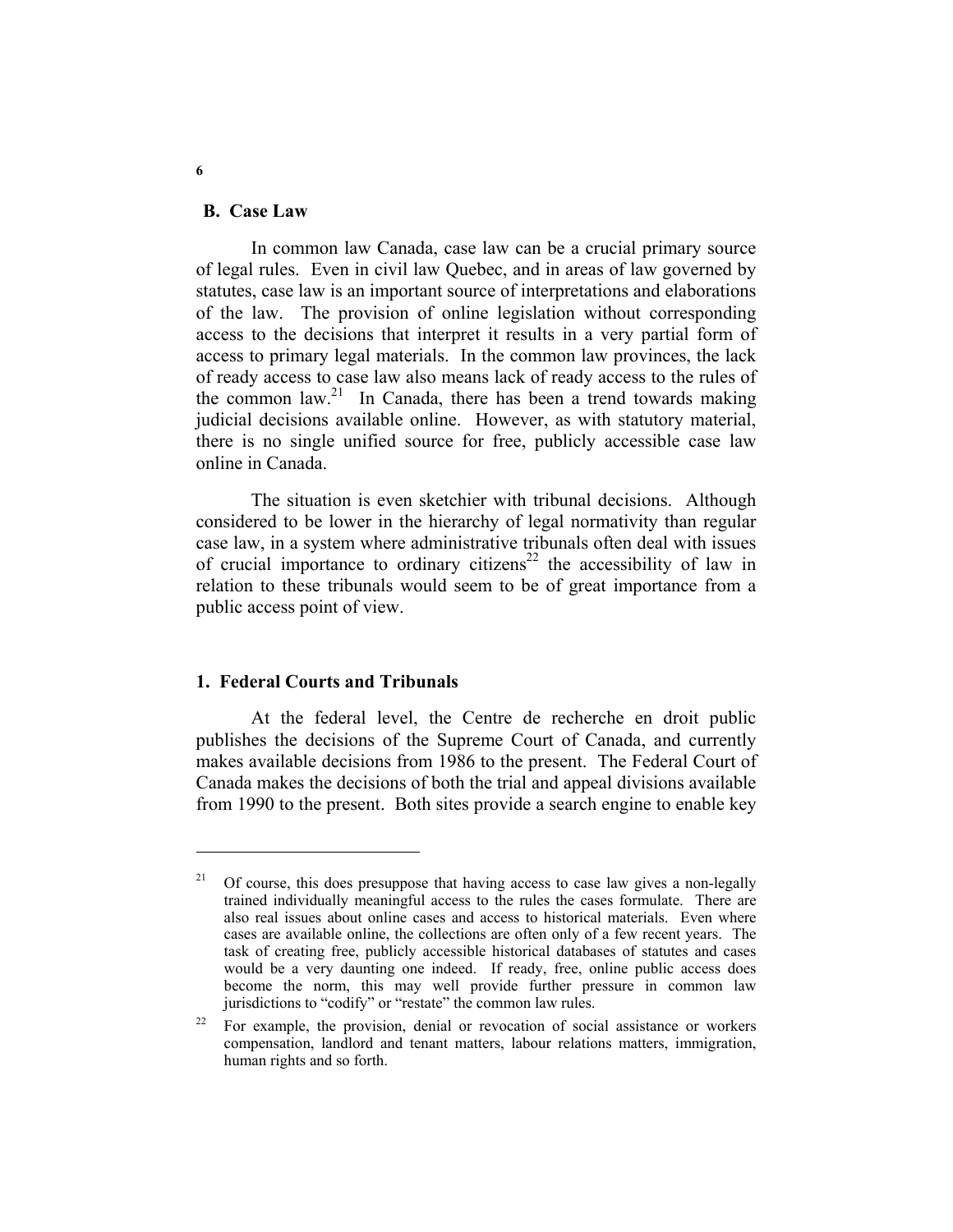## B. Case Law

In common law Canada, case law can be a crucial primary source of legal rules. Even in civil law Quebec, and in areas of law governed by statutes, case law is an important source of interpretations and elaborations of the law. The provision of online legislation without corresponding access to the decisions that interpret it results in a very partial form of access to primary legal materials. In the common law provinces, the lack of ready access to case law also means lack of ready access to the rules of the common law.[21] In Canada, there has been a trend towards making judicial decisions available online. However, as with statutory material, there is no single unified source for free, publicly accessible case law online in Canada.

The situation is even sketchier with tribunal decisions. Although considered to be lower in the hierarchy of legal normativity than regular case law, in a system where administrative tribunals often deal with issues of crucial importance to ordinary citizens[22] the accessibility of law in relation to these tribunals would seem to be of great importance from a public access point of view.

### 1. Federal Courts and Tribunals

At the federal level, the Centre de recherche en droit public publishes the decisions of the Supreme Court of Canada, and currently makes available decisions from 1986 to the present. The Federal Court of Canada makes the decisions of both the trial and appeal divisions available from 1990 to the present. Both sites provide a search engine to enable key

---

[21] Of course, this does presuppose that having access to case law gives a non-legally trained individually meaningful access to the rules the cases formulate. There are also real issues about online cases and access to historical materials. Even where cases are available online, the collections are often only of a few recent years. The task of creating free, publicly accessible historical databases of statutes and cases would be a very daunting one indeed. If ready, free, online public access does become the norm, this may well provide further pressure in common law jurisdictions to "codify" or "restate" the common law rules.

[22] For example, the provision, denial or revocation of social assistance or workers compensation, landlord and tenant matters, labour relations matters, immigration, human rights and so forth.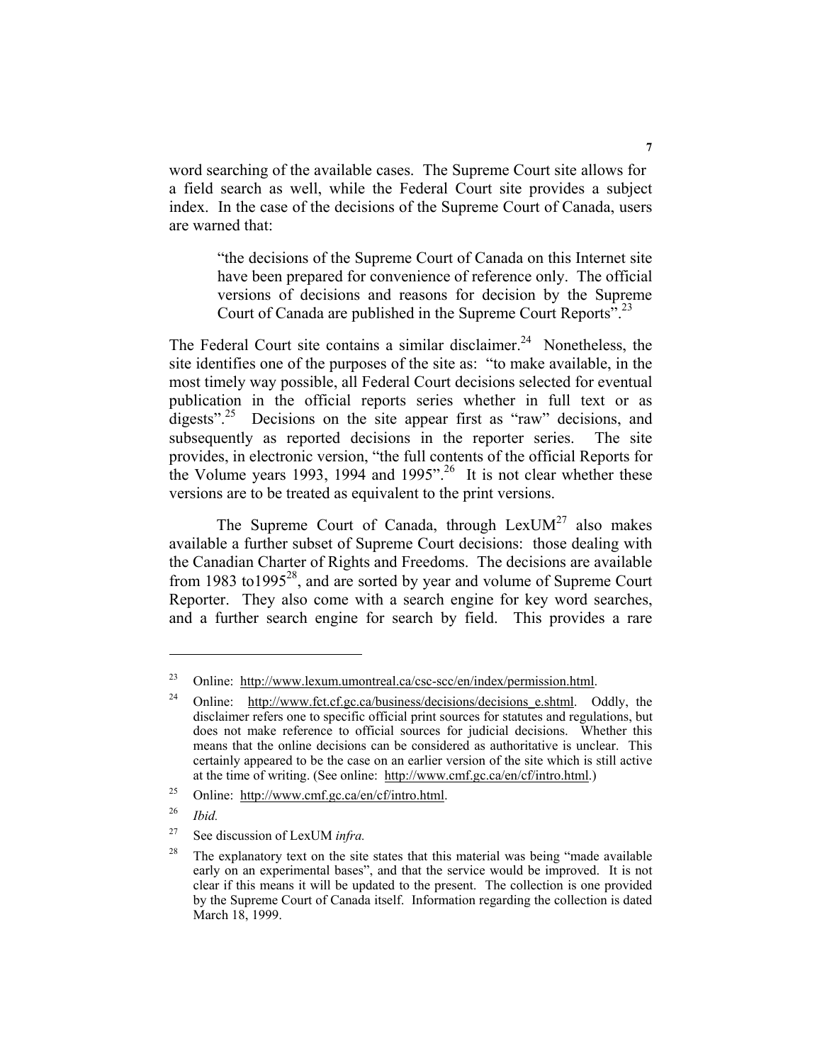word searching of the available cases. The Supreme Court site allows for a field search as well, while the Federal Court site provides a subject index. In the case of the decisions of the Supreme Court of Canada, users are warned that:

> "the decisions of the Supreme Court of Canada on this Internet site have been prepared for convenience of reference only. The official versions of decisions and reasons for decision by the Supreme Court of Canada are published in the Supreme Court Reports".[23]

The Federal Court site contains a similar disclaimer.[24] Nonetheless, the site identifies one of the purposes of the site as: "to make available, in the most timely way possible, all Federal Court decisions selected for eventual publication in the official reports series whether in full text or as digests".[25] Decisions on the site appear first as "raw" decisions, and subsequently as reported decisions in the reporter series. The site provides, in electronic version, "the full contents of the official Reports for the Volume years 1993, 1994 and 1995".[26] It is not clear whether these versions are to be treated as equivalent to the print versions.

The Supreme Court of Canada, through LexUM[27] also makes available a further subset of Supreme Court decisions: those dealing with the Canadian Charter of Rights and Freedoms. The decisions are available from 1983 to1995[28], and are sorted by year and volume of Supreme Court Reporter. They also come with a search engine for key word searches, and a further search engine for search by field. This provides a rare

---

[23] Online: http://www.lexum.umontreal.ca/csc-scc/en/index/permission.html.

[24] Online: http://www.fct.cf.gc.ca/business/decisions/decisions_e.shtml. Oddly, the disclaimer refers one to specific official print sources for statutes and regulations, but does not make reference to official sources for judicial decisions. Whether this means that the online decisions can be considered as authoritative is unclear. This certainly appeared to be the case on an earlier version of the site which is still active at the time of writing. (See online: http://www.cmf.gc.ca/en/cf/intro.html.)

[25] Online: http://www.cmf.gc.ca/en/cf/intro.html.

[26] *Ibid.*

[27] See discussion of LexUM *infra.*

[28] The explanatory text on the site states that this material was being "made available early on an experimental bases", and that the service would be improved. It is not clear if this means it will be updated to the present. The collection is one provided by the Supreme Court of Canada itself. Information regarding the collection is dated March 18, 1999.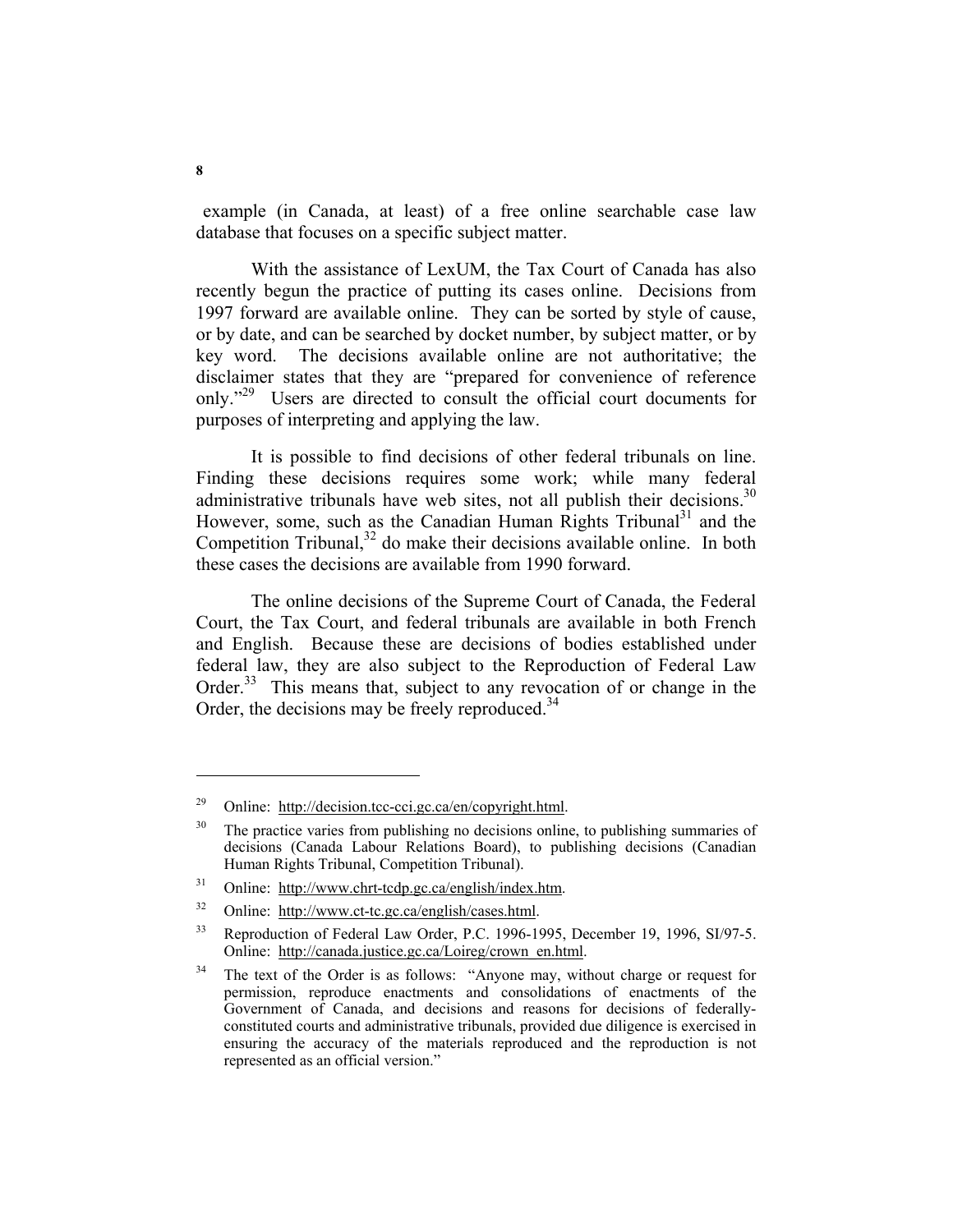example (in Canada, at least) of a free online searchable case law database that focuses on a specific subject matter.

With the assistance of LexUM, the Tax Court of Canada has also recently begun the practice of putting its cases online. Decisions from 1997 forward are available online. They can be sorted by style of cause, or by date, and can be searched by docket number, by subject matter, or by key word. The decisions available online are not authoritative; the disclaimer states that they are "prepared for convenience of reference only."[29] Users are directed to consult the official court documents for purposes of interpreting and applying the law.

It is possible to find decisions of other federal tribunals on line. Finding these decisions requires some work; while many federal administrative tribunals have web sites, not all publish their decisions.[30] However, some, such as the Canadian Human Rights Tribunal[31] and the Competition Tribunal,[32] do make their decisions available online. In both these cases the decisions are available from 1990 forward.

The online decisions of the Supreme Court of Canada, the Federal Court, the Tax Court, and federal tribunals are available in both French and English. Because these are decisions of bodies established under federal law, they are also subject to the Reproduction of Federal Law Order.[33] This means that, subject to any revocation of or change in the Order, the decisions may be freely reproduced.[34]

---

[29] Online: http://decision.tcc-cci.gc.ca/en/copyright.html.

[30] The practice varies from publishing no decisions online, to publishing summaries of decisions (Canada Labour Relations Board), to publishing decisions (Canadian Human Rights Tribunal, Competition Tribunal).

[31] Online: http://www.chrt-tcdp.gc.ca/english/index.htm.

[32] Online: http://www.ct-tc.gc.ca/english/cases.html.

[33] Reproduction of Federal Law Order, P.C. 1996-1995, December 19, 1996, SI/97-5. Online: http://canada.justice.gc.ca/Loireg/crown_en.html.

[34] The text of the Order is as follows: "Anyone may, without charge or request for permission, reproduce enactments and consolidations of enactments of the Government of Canada, and decisions and reasons for decisions of federally-constituted courts and administrative tribunals, provided due diligence is exercised in ensuring the accuracy of the materials reproduced and the reproduction is not represented as an official version."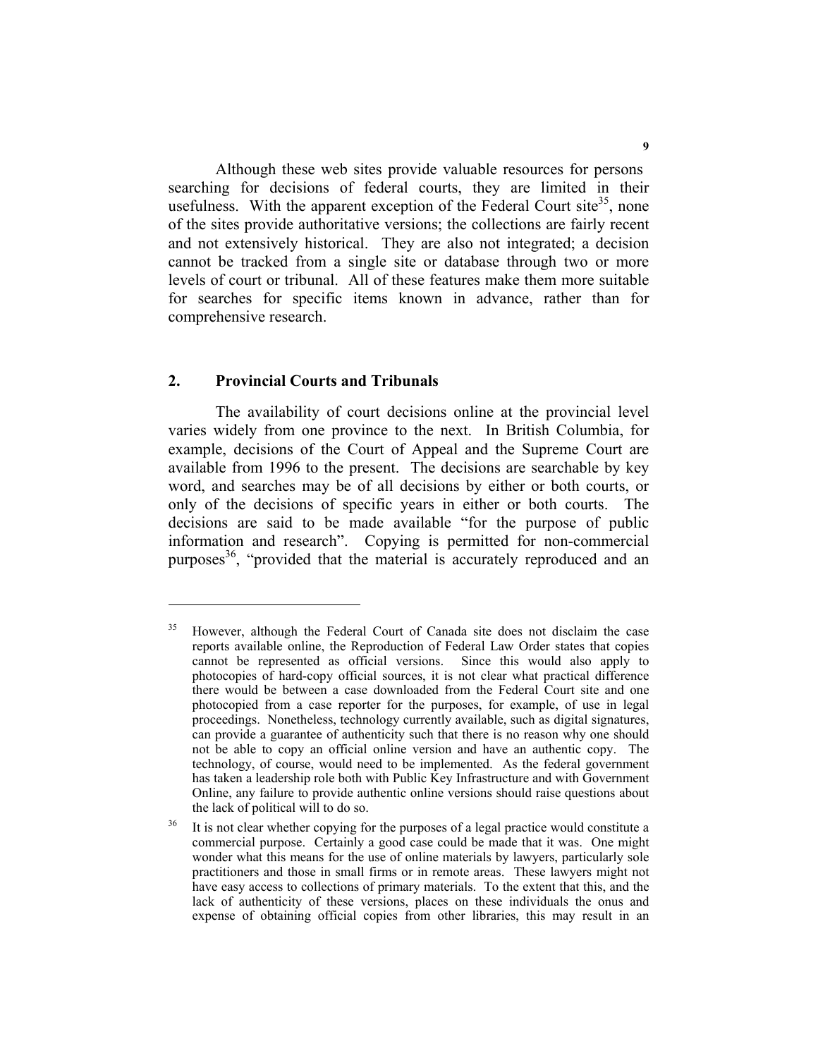Although these web sites provide valuable resources for persons searching for decisions of federal courts, they are limited in their usefulness. With the apparent exception of the Federal Court site[35], none of the sites provide authoritative versions; the collections are fairly recent and not extensively historical. They are also not integrated; a decision cannot be tracked from a single site or database through two or more levels of court or tribunal. All of these features make them more suitable for searches for specific items known in advance, rather than for comprehensive research.

## 2. Provincial Courts and Tribunals

The availability of court decisions online at the provincial level varies widely from one province to the next. In British Columbia, for example, decisions of the Court of Appeal and the Supreme Court are available from 1996 to the present. The decisions are searchable by key word, and searches may be of all decisions by either or both courts, or only of the decisions of specific years in either or both courts. The decisions are said to be made available "for the purpose of public information and research". Copying is permitted for non-commercial purposes[36], "provided that the material is accurately reproduced and an

---

[35] However, although the Federal Court of Canada site does not disclaim the case reports available online, the Reproduction of Federal Law Order states that copies cannot be represented as official versions. Since this would also apply to photocopies of hard-copy official sources, it is not clear what practical difference there would be between a case downloaded from the Federal Court site and one photocopied from a case reporter for the purposes, for example, of use in legal proceedings. Nonetheless, technology currently available, such as digital signatures, can provide a guarantee of authenticity such that there is no reason why one should not be able to copy an official online version and have an authentic copy. The technology, of course, would need to be implemented. As the federal government has taken a leadership role both with Public Key Infrastructure and with Government Online, any failure to provide authentic online versions should raise questions about the lack of political will to do so.

[36] It is not clear whether copying for the purposes of a legal practice would constitute a commercial purpose. Certainly a good case could be made that it was. One might wonder what this means for the use of online materials by lawyers, particularly sole practitioners and those in small firms or in remote areas. These lawyers might not have easy access to collections of primary materials. To the extent that this, and the lack of authenticity of these versions, places on these individuals the onus and expense of obtaining official copies from other libraries, this may result in an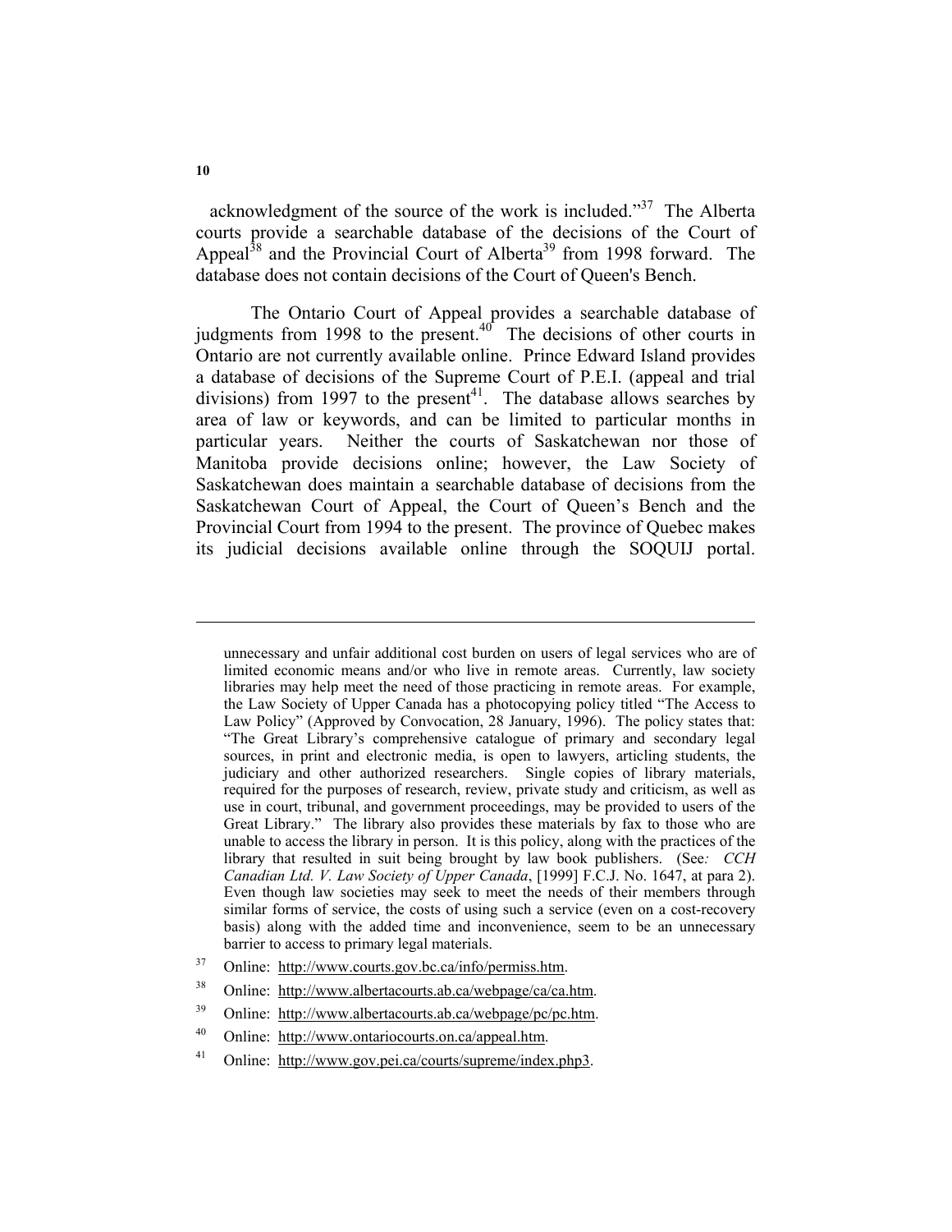acknowledgment of the source of the work is included."[37] The Alberta courts provide a searchable database of the decisions of the Court of Appeal[38] and the Provincial Court of Alberta[39] from 1998 forward. The database does not contain decisions of the Court of Queen's Bench.

The Ontario Court of Appeal provides a searchable database of judgments from 1998 to the present.[40] The decisions of other courts in Ontario are not currently available online. Prince Edward Island provides a database of decisions of the Supreme Court of P.E.I. (appeal and trial divisions) from 1997 to the present[41]. The database allows searches by area of law or keywords, and can be limited to particular months in particular years. Neither the courts of Saskatchewan nor those of Manitoba provide decisions online; however, the Law Society of Saskatchewan does maintain a searchable database of decisions from the Saskatchewan Court of Appeal, the Court of Queen's Bench and the Provincial Court from 1994 to the present. The province of Quebec makes its judicial decisions available online through the SOQUIJ portal.

---

unnecessary and unfair additional cost burden on users of legal services who are of limited economic means and/or who live in remote areas. Currently, law society libraries may help meet the need of those practicing in remote areas. For example, the Law Society of Upper Canada has a photocopying policy titled "The Access to Law Policy" (Approved by Convocation, 28 January, 1996). The policy states that: "The Great Library's comprehensive catalogue of primary and secondary legal sources, in print and electronic media, is open to lawyers, articling students, the judiciary and other authorized researchers. Single copies of library materials, required for the purposes of research, review, private study and criticism, as well as use in court, tribunal, and government proceedings, may be provided to users of the Great Library." The library also provides these materials by fax to those who are unable to access the library in person. It is this policy, along with the practices of the library that resulted in suit being brought by law book publishers. (See*: CCH Canadian Ltd. V. Law Society of Upper Canada*, [1999] F.C.J. No. 1647, at para 2). Even though law societies may seek to meet the needs of their members through similar forms of service, the costs of using such a service (even on a cost-recovery basis) along with the added time and inconvenience, seem to be an unnecessary barrier to access to primary legal materials.

[37] Online: http://www.courts.gov.bc.ca/info/permiss.htm.

[38] Online: http://www.albertacourts.ab.ca/webpage/ca/ca.htm.

[39] Online: http://www.albertacourts.ab.ca/webpage/pc/pc.htm.

[40] Online: http://www.ontariocourts.on.ca/appeal.htm.

[41] Online: http://www.gov.pei.ca/courts/supreme/index.php3.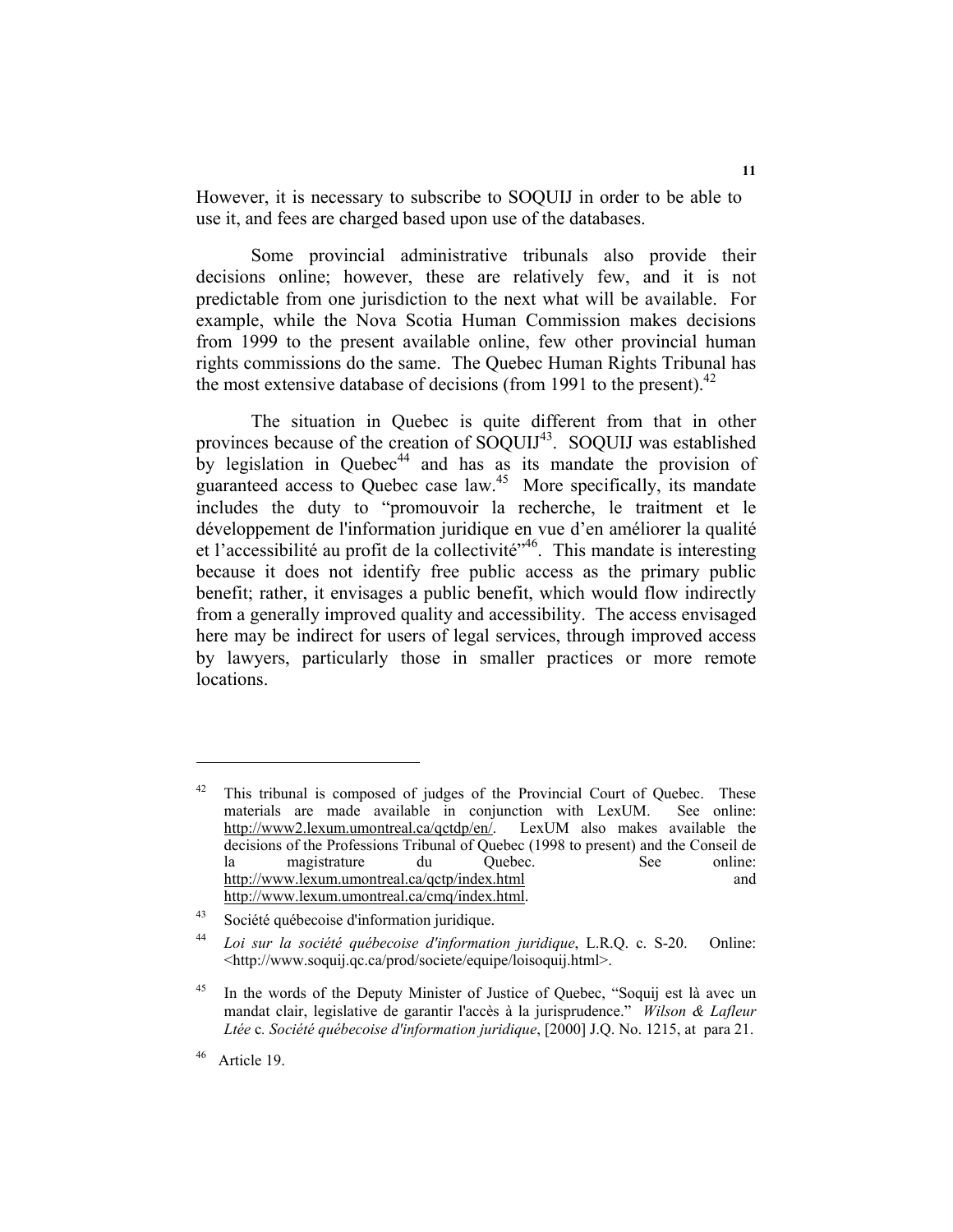However, it is necessary to subscribe to SOQUIJ in order to be able to use it, and fees are charged based upon use of the databases.

Some provincial administrative tribunals also provide their decisions online; however, these are relatively few, and it is not predictable from one jurisdiction to the next what will be available. For example, while the Nova Scotia Human Commission makes decisions from 1999 to the present available online, few other provincial human rights commissions do the same. The Quebec Human Rights Tribunal has the most extensive database of decisions (from 1991 to the present).[42]

The situation in Quebec is quite different from that in other provinces because of the creation of SOQUIJ[43]. SOQUIJ was established by legislation in Quebec[44] and has as its mandate the provision of guaranteed access to Quebec case law.[45] More specifically, its mandate includes the duty to "promouvoir la recherche, le traitement et le développement de l'information juridique en vue d'en améliorer la qualité et l'accessibilité au profit de la collectivité"[46]. This mandate is interesting because it does not identify free public access as the primary public benefit; rather, it envisages a public benefit, which would flow indirectly from a generally improved quality and accessibility. The access envisaged here may be indirect for users of legal services, through improved access by lawyers, particularly those in smaller practices or more remote locations.

---

[42] This tribunal is composed of judges of the Provincial Court of Quebec. These materials are made available in conjunction with LexUM. See online: http://www2.lexum.umontreal.ca/qctdp/en/. LexUM also makes available the decisions of the Professions Tribunal of Quebec (1998 to present) and the Conseil de la magistrature du Quebec. See online: http://www.lexum.umontreal.ca/qctp/index.html and http://www.lexum.umontreal.ca/cmq/index.html.

[43] Société québecoise d'information juridique.

[44] *Loi sur la société québecoise d'information juridique*, L.R.Q. c. S-20. Online: <http://www.soquij.qc.ca/prod/societe/equipe/loisoquij.html>.

[45] In the words of the Deputy Minister of Justice of Quebec, "Soquij est là avec un mandat clair, legislative de garantir l'accès à la jurisprudence." *Wilson & Lafleur Ltée* c. *Société québecoise d'information juridique*, [2000] J.Q. No. 1215, at para 21.

[46] Article 19.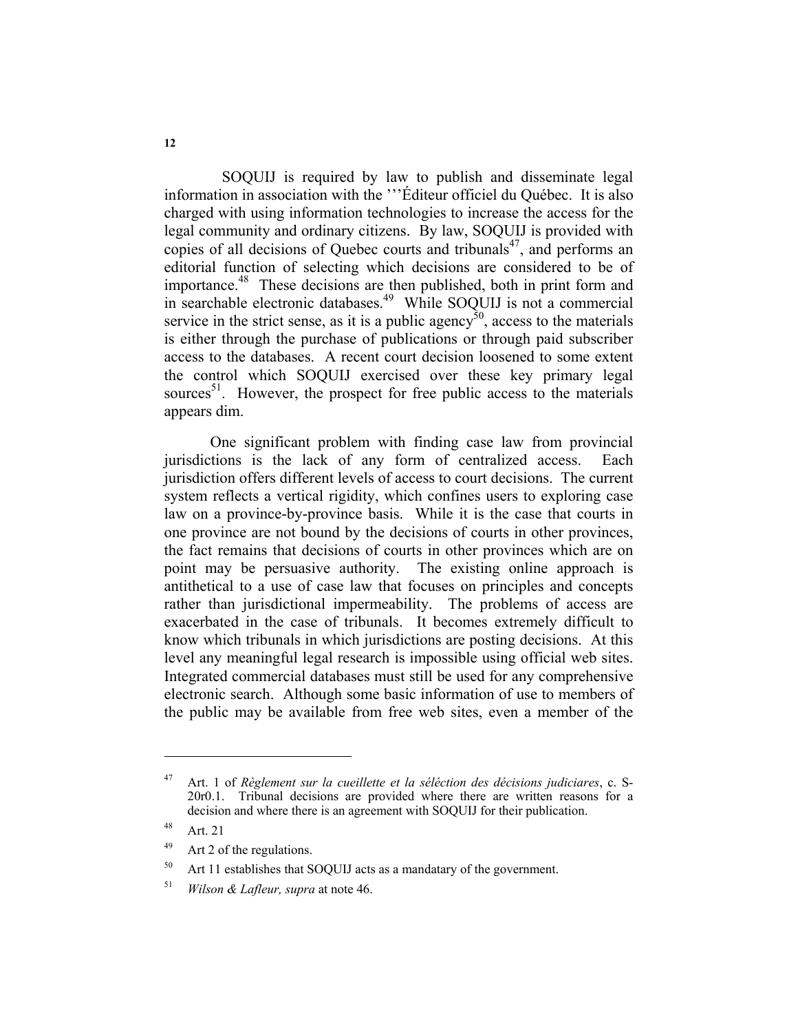SOQUIJ is required by law to publish and disseminate legal information in association with the '''Éditeur officiel du Québec. It is also charged with using information technologies to increase the access for the legal community and ordinary citizens. By law, SOQUIJ is provided with copies of all decisions of Quebec courts and tribunals[47], and performs an editorial function of selecting which decisions are considered to be of importance.[48] These decisions are then published, both in print form and in searchable electronic databases.[49] While SOQUIJ is not a commercial service in the strict sense, as it is a public agency[50], access to the materials is either through the purchase of publications or through paid subscriber access to the databases. A recent court decision loosened to some extent the control which SOQUIJ exercised over these key primary legal sources[51]. However, the prospect for free public access to the materials appears dim.

One significant problem with finding case law from provincial jurisdictions is the lack of any form of centralized access. Each jurisdiction offers different levels of access to court decisions. The current system reflects a vertical rigidity, which confines users to exploring case law on a province-by-province basis. While it is the case that courts in one province are not bound by the decisions of courts in other provinces, the fact remains that decisions of courts in other provinces which are on point may be persuasive authority. The existing online approach is antithetical to a use of case law that focuses on principles and concepts rather than jurisdictional impermeability. The problems of access are exacerbated in the case of tribunals. It becomes extremely difficult to know which tribunals in which jurisdictions are posting decisions. At this level any meaningful legal research is impossible using official web sites. Integrated commercial databases must still be used for any comprehensive electronic search. Although some basic information of use to members of the public may be available from free web sites, even a member of the

---

[47] Art. 1 of *Règlement sur la cueillette et la séléction des décisions judiciares*, c. S-20r0.1. Tribunal decisions are provided where there are written reasons for a decision and where there is an agreement with SOQUIJ for their publication.

[48] Art. 21

[49] Art 2 of the regulations.

[50] Art 11 establishes that SOQUIJ acts as a mandatary of the government.

[51] *Wilson & Lafleur, supra* at note 46.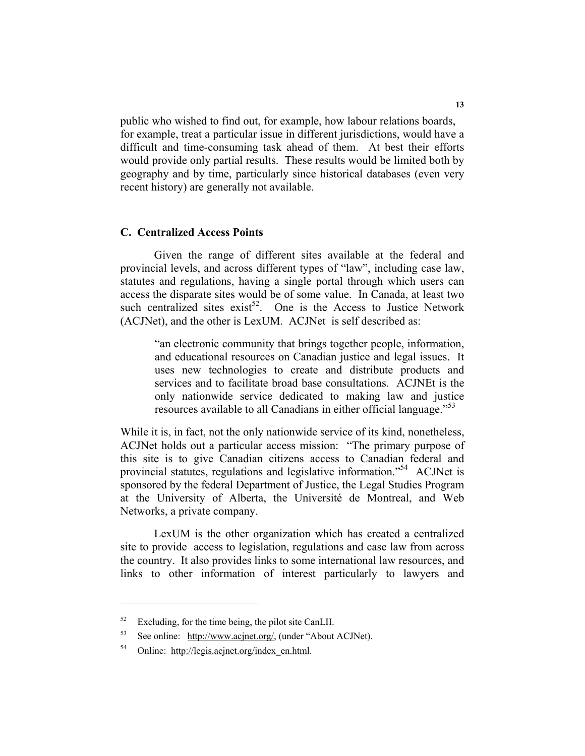public who wished to find out, for example, how labour relations boards, for example, treat a particular issue in different jurisdictions, would have a difficult and time-consuming task ahead of them. At best their efforts would provide only partial results. These results would be limited both by geography and by time, particularly since historical databases (even very recent history) are generally not available.

### C. Centralized Access Points

Given the range of different sites available at the federal and provincial levels, and across different types of "law", including case law, statutes and regulations, having a single portal through which users can access the disparate sites would be of some value. In Canada, at least two such centralized sites exist[52]. One is the Access to Justice Network (ACJNet), and the other is LexUM. ACJNet is self described as:

> "an electronic community that brings together people, information, and educational resources on Canadian justice and legal issues. It uses new technologies to create and distribute products and services and to facilitate broad base consultations. ACJNEt is the only nationwide service dedicated to making law and justice resources available to all Canadians in either official language."[53]

While it is, in fact, not the only nationwide service of its kind, nonetheless, ACJNet holds out a particular access mission: "The primary purpose of this site is to give Canadian citizens access to Canadian federal and provincial statutes, regulations and legislative information."[54] ACJNet is sponsored by the federal Department of Justice, the Legal Studies Program at the University of Alberta, the Université de Montreal, and Web Networks, a private company.

LexUM is the other organization which has created a centralized site to provide access to legislation, regulations and case law from across the country. It also provides links to some international law resources, and links to other information of interest particularly to lawyers and

---

[52] Excluding, for the time being, the pilot site CanLII.

[53] See online: http://www.acjnet.org/, (under "About ACJNet).

[54] Online: http://legis.acjnet.org/index_en.html.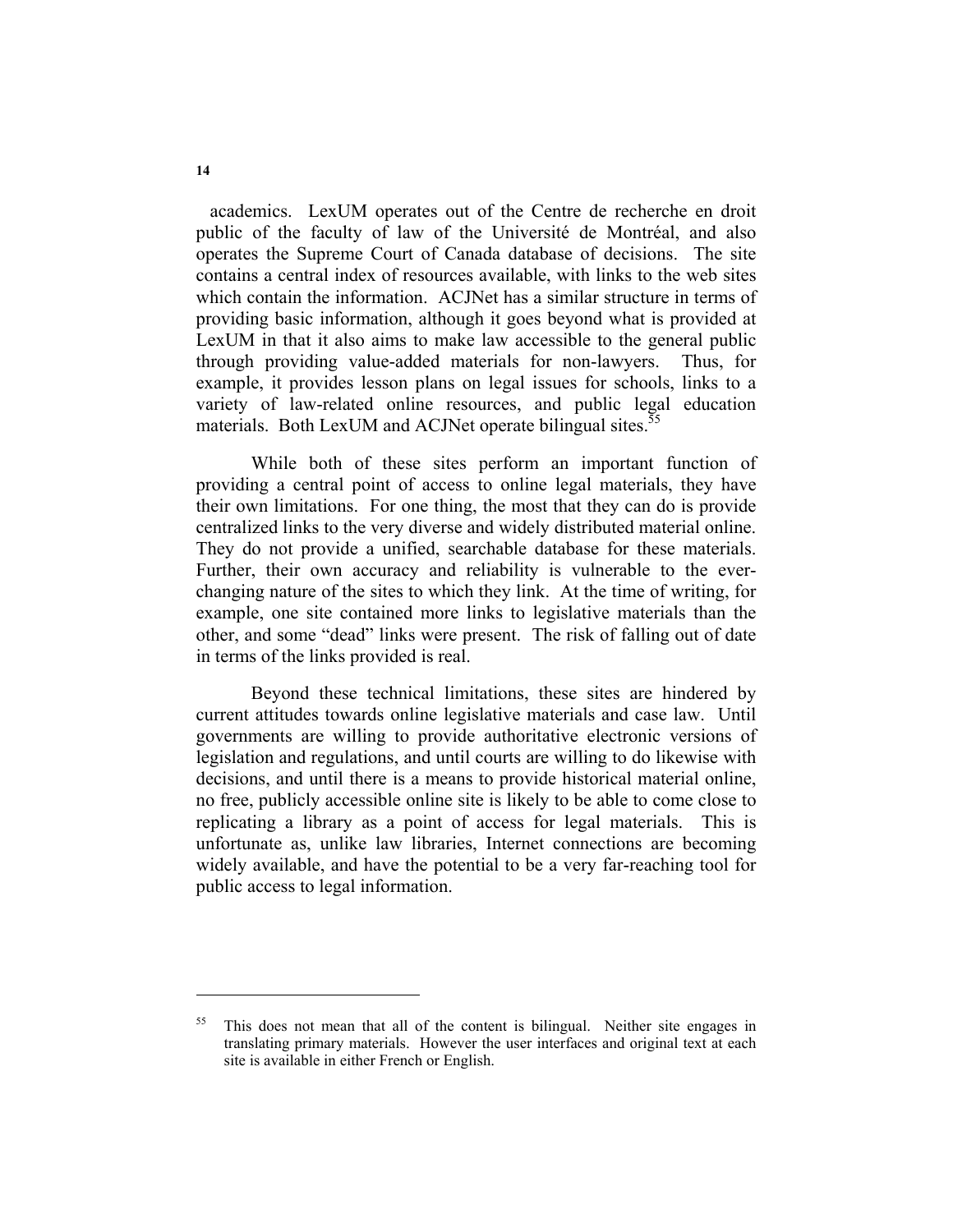academics. LexUM operates out of the Centre de recherche en droit public of the faculty of law of the Université de Montréal, and also operates the Supreme Court of Canada database of decisions. The site contains a central index of resources available, with links to the web sites which contain the information. ACJNet has a similar structure in terms of providing basic information, although it goes beyond what is provided at LexUM in that it also aims to make law accessible to the general public through providing value-added materials for non-lawyers. Thus, for example, it provides lesson plans on legal issues for schools, links to a variety of law-related online resources, and public legal education materials. Both LexUM and ACJNet operate bilingual sites.[55]

While both of these sites perform an important function of providing a central point of access to online legal materials, they have their own limitations. For one thing, the most that they can do is provide centralized links to the very diverse and widely distributed material online. They do not provide a unified, searchable database for these materials. Further, their own accuracy and reliability is vulnerable to the ever-changing nature of the sites to which they link. At the time of writing, for example, one site contained more links to legislative materials than the other, and some "dead" links were present. The risk of falling out of date in terms of the links provided is real.

Beyond these technical limitations, these sites are hindered by current attitudes towards online legislative materials and case law. Until governments are willing to provide authoritative electronic versions of legislation and regulations, and until courts are willing to do likewise with decisions, and until there is a means to provide historical material online, no free, publicly accessible online site is likely to be able to come close to replicating a library as a point of access for legal materials. This is unfortunate as, unlike law libraries, Internet connections are becoming widely available, and have the potential to be a very far-reaching tool for public access to legal information.

---

[55] This does not mean that all of the content is bilingual. Neither site engages in translating primary materials. However the user interfaces and original text at each site is available in either French or English.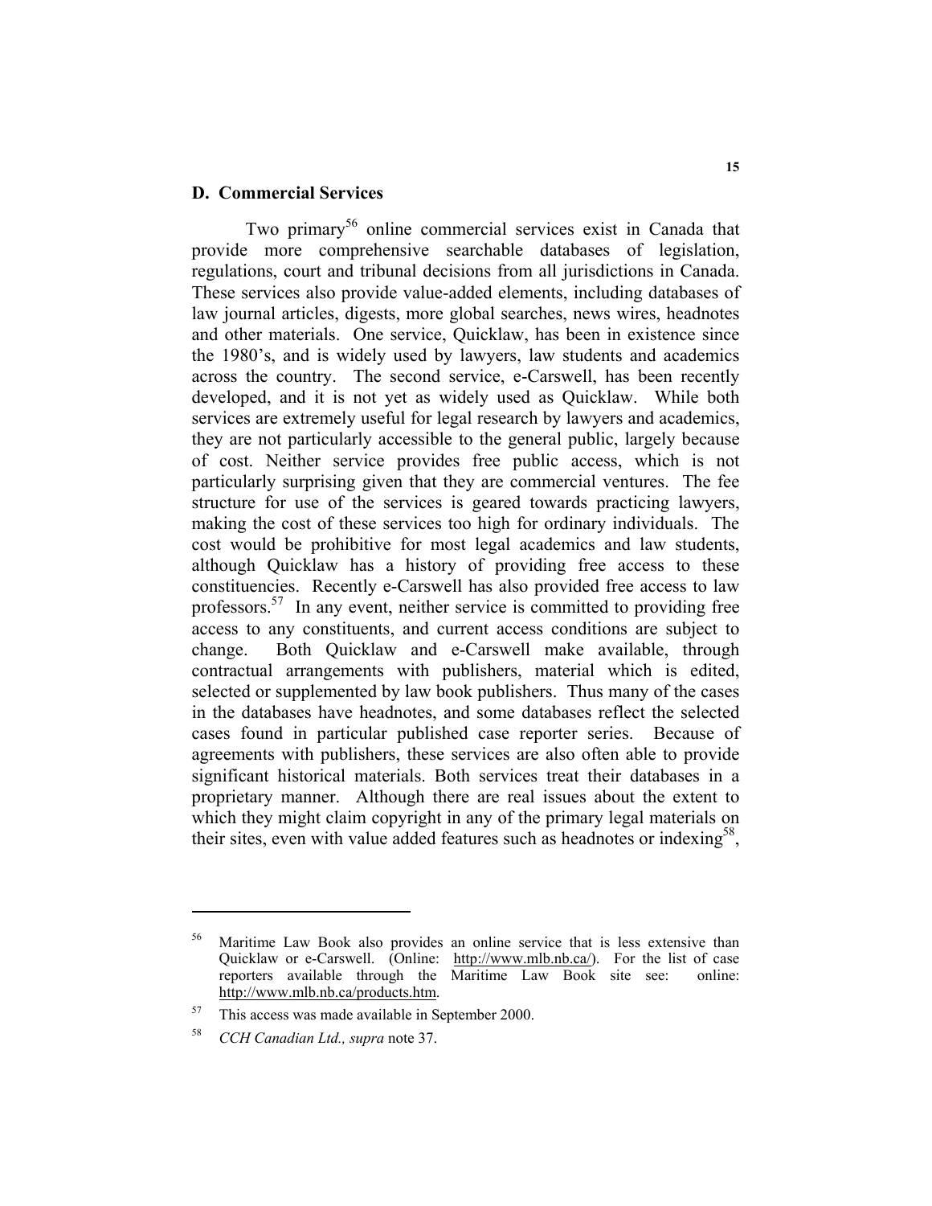## D. Commercial Services

Two primary[56] online commercial services exist in Canada that provide more comprehensive searchable databases of legislation, regulations, court and tribunal decisions from all jurisdictions in Canada. These services also provide value-added elements, including databases of law journal articles, digests, more global searches, news wires, headnotes and other materials. One service, Quicklaw, has been in existence since the 1980's, and is widely used by lawyers, law students and academics across the country. The second service, e-Carswell, has been recently developed, and it is not yet as widely used as Quicklaw. While both services are extremely useful for legal research by lawyers and academics, they are not particularly accessible to the general public, largely because of cost. Neither service provides free public access, which is not particularly surprising given that they are commercial ventures. The fee structure for use of the services is geared towards practicing lawyers, making the cost of these services too high for ordinary individuals. The cost would be prohibitive for most legal academics and law students, although Quicklaw has a history of providing free access to these constituencies. Recently e-Carswell has also provided free access to law professors.[57] In any event, neither service is committed to providing free access to any constituents, and current access conditions are subject to change. Both Quicklaw and e-Carswell make available, through contractual arrangements with publishers, material which is edited, selected or supplemented by law book publishers. Thus many of the cases in the databases have headnotes, and some databases reflect the selected cases found in particular published case reporter series. Because of agreements with publishers, these services are also often able to provide significant historical materials. Both services treat their databases in a proprietary manner. Although there are real issues about the extent to which they might claim copyright in any of the primary legal materials on their sites, even with value added features such as headnotes or indexing[58],

---

[56] Maritime Law Book also provides an online service that is less extensive than Quicklaw or e-Carswell. (Online: http://www.mlb.nb.ca/). For the list of case reporters available through the Maritime Law Book site see: online: http://www.mlb.nb.ca/products.htm.

[57] This access was made available in September 2000.

[58] *CCH Canadian Ltd., supra* note 37.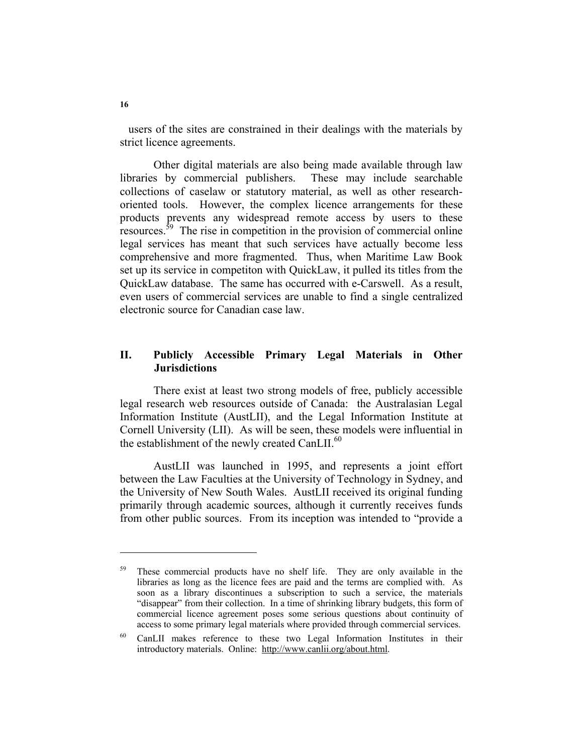users of the sites are constrained in their dealings with the materials by strict licence agreements.

Other digital materials are also being made available through law libraries by commercial publishers. These may include searchable collections of caselaw or statutory material, as well as other research-oriented tools. However, the complex licence arrangements for these products prevents any widespread remote access by users to these resources.[59] The rise in competition in the provision of commercial online legal services has meant that such services have actually become less comprehensive and more fragmented. Thus, when Maritime Law Book set up its service in competiton with QuickLaw, it pulled its titles from the QuickLaw database. The same has occurred with e-Carswell. As a result, even users of commercial services are unable to find a single centralized electronic source for Canadian case law.

## II. Publicly Accessible Primary Legal Materials in Other Jurisdictions

There exist at least two strong models of free, publicly accessible legal research web resources outside of Canada: the Australasian Legal Information Institute (AustLII), and the Legal Information Institute at Cornell University (LII). As will be seen, these models were influential in the establishment of the newly created CanLII.[60]

AustLII was launched in 1995, and represents a joint effort between the Law Faculties at the University of Technology in Sydney, and the University of New South Wales. AustLII received its original funding primarily through academic sources, although it currently receives funds from other public sources. From its inception was intended to "provide a

---

[59] These commercial products have no shelf life. They are only available in the libraries as long as the licence fees are paid and the terms are complied with. As soon as a library discontinues a subscription to such a service, the materials "disappear" from their collection. In a time of shrinking library budgets, this form of commercial licence agreement poses some serious questions about continuity of access to some primary legal materials where provided through commercial services.

[60] CanLII makes reference to these two Legal Information Institutes in their introductory materials. Online: http://www.canlii.org/about.html.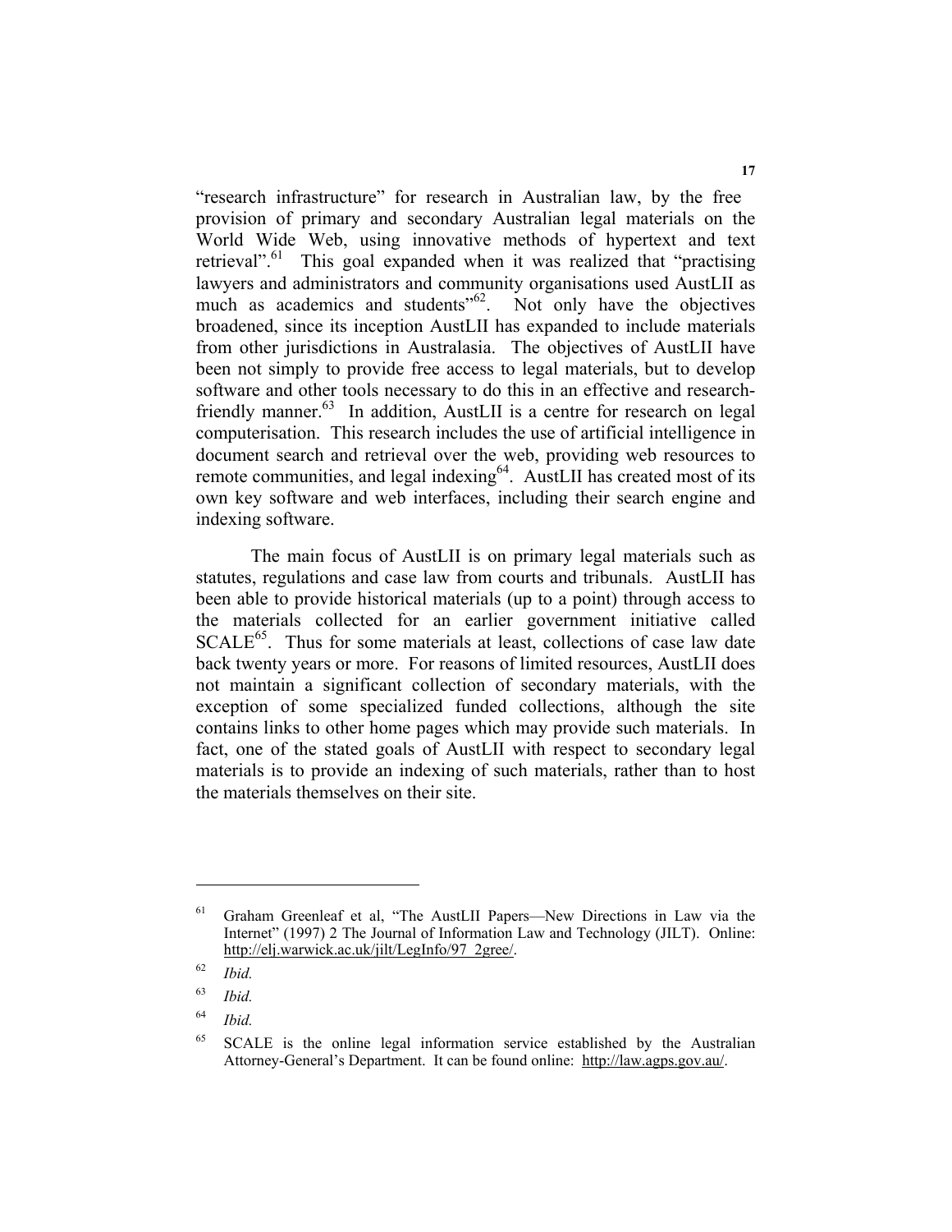"research infrastructure" for research in Australian law, by the free provision of primary and secondary Australian legal materials on the World Wide Web, using innovative methods of hypertext and text retrieval".[61] This goal expanded when it was realized that "practising lawyers and administrators and community organisations used AustLII as much as academics and students"[62]. Not only have the objectives broadened, since its inception AustLII has expanded to include materials from other jurisdictions in Australasia. The objectives of AustLII have been not simply to provide free access to legal materials, but to develop software and other tools necessary to do this in an effective and research-friendly manner.[63] In addition, AustLII is a centre for research on legal computerisation. This research includes the use of artificial intelligence in document search and retrieval over the web, providing web resources to remote communities, and legal indexing[64]. AustLII has created most of its own key software and web interfaces, including their search engine and indexing software.

The main focus of AustLII is on primary legal materials such as statutes, regulations and case law from courts and tribunals. AustLII has been able to provide historical materials (up to a point) through access to the materials collected for an earlier government initiative called SCALE[65]. Thus for some materials at least, collections of case law date back twenty years or more. For reasons of limited resources, AustLII does not maintain a significant collection of secondary materials, with the exception of some specialized funded collections, although the site contains links to other home pages which may provide such materials. In fact, one of the stated goals of AustLII with respect to secondary legal materials is to provide an indexing of such materials, rather than to host the materials themselves on their site.

---

[61] Graham Greenleaf et al, "The AustLII Papers—New Directions in Law via the Internet" (1997) 2 The Journal of Information Law and Technology (JILT). Online: http://elj.warwick.ac.uk/jilt/LegInfo/97_2gree/.

[62] *Ibid.*

[63] *Ibid.*

[64] *Ibid.*

[65] SCALE is the online legal information service established by the Australian Attorney-General's Department. It can be found online: http://law.agps.gov.au/.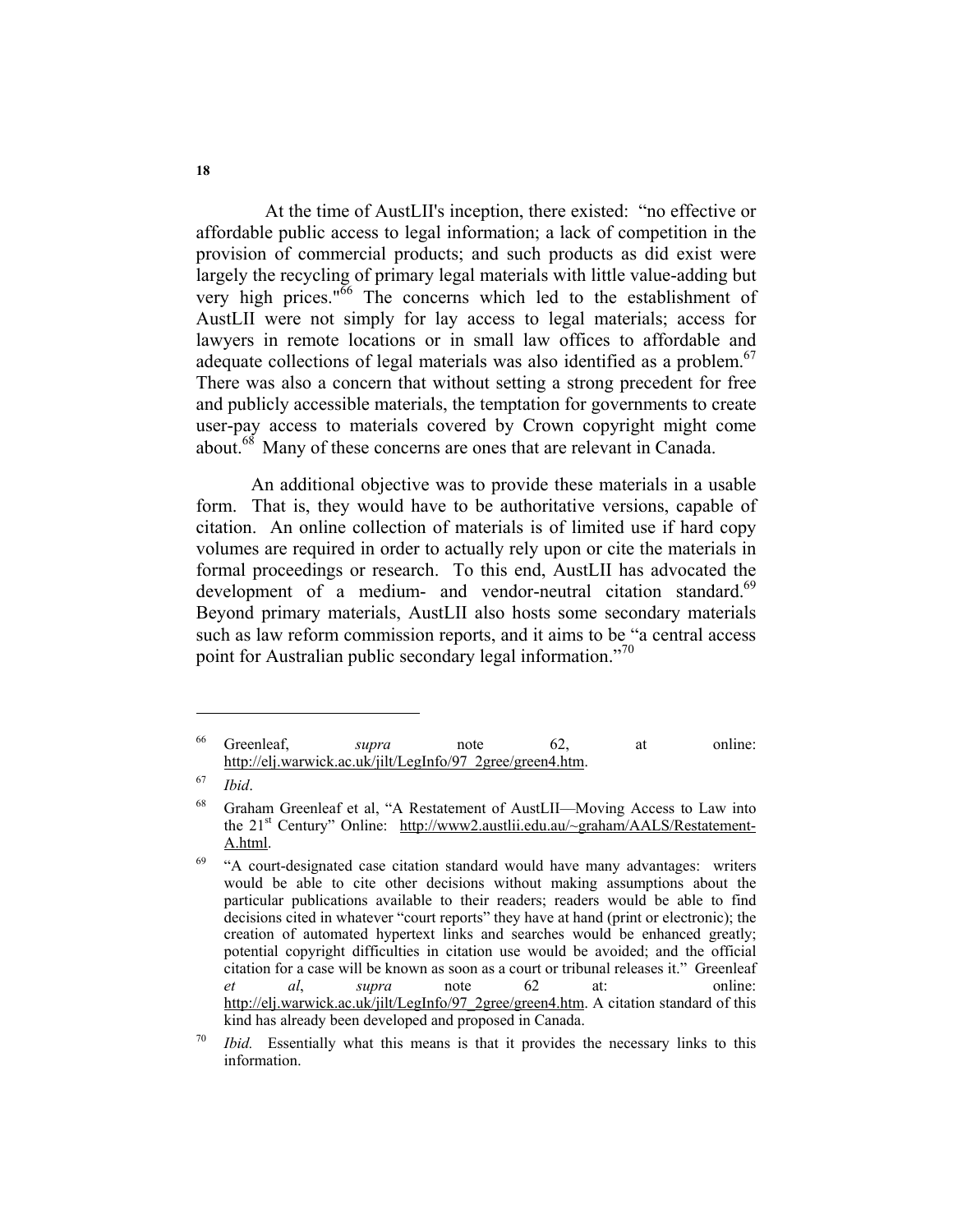At the time of AustLII's inception, there existed: "no effective or affordable public access to legal information; a lack of competition in the provision of commercial products; and such products as did exist were largely the recycling of primary legal materials with little value-adding but very high prices."[66] The concerns which led to the establishment of AustLII were not simply for lay access to legal materials; access for lawyers in remote locations or in small law offices to affordable and adequate collections of legal materials was also identified as a problem.[67] There was also a concern that without setting a strong precedent for free and publicly accessible materials, the temptation for governments to create user-pay access to materials covered by Crown copyright might come about.[68] Many of these concerns are ones that are relevant in Canada.

An additional objective was to provide these materials in a usable form. That is, they would have to be authoritative versions, capable of citation. An online collection of materials is of limited use if hard copy volumes are required in order to actually rely upon or cite the materials in formal proceedings or research. To this end, AustLII has advocated the development of a medium- and vendor-neutral citation standard.[69] Beyond primary materials, AustLII also hosts some secondary materials such as law reform commission reports, and it aims to be "a central access point for Australian public secondary legal information."[70]

---

[66] Greenleaf, *supra* note 62, at online: http://elj.warwick.ac.uk/jilt/LegInfo/97_2gree/green4.htm.

[67] *Ibid*.

[68] Graham Greenleaf et al, "A Restatement of AustLII—Moving Access to Law into the 21st Century" Online: http://www2.austlii.edu.au/~graham/AALS/Restatement-A.html.

[69] "A court-designated case citation standard would have many advantages: writers would be able to cite other decisions without making assumptions about the particular publications available to their readers; readers would be able to find decisions cited in whatever "court reports" they have at hand (print or electronic); the creation of automated hypertext links and searches would be enhanced greatly; potential copyright difficulties in citation use would be avoided; and the official citation for a case will be known as soon as a court or tribunal releases it." Greenleaf *et al*, *supra* note 62 at: online: http://elj.warwick.ac.uk/jilt/LegInfo/97_2gree/green4.htm. A citation standard of this kind has already been developed and proposed in Canada.

[70] *Ibid.* Essentially what this means is that it provides the necessary links to this information.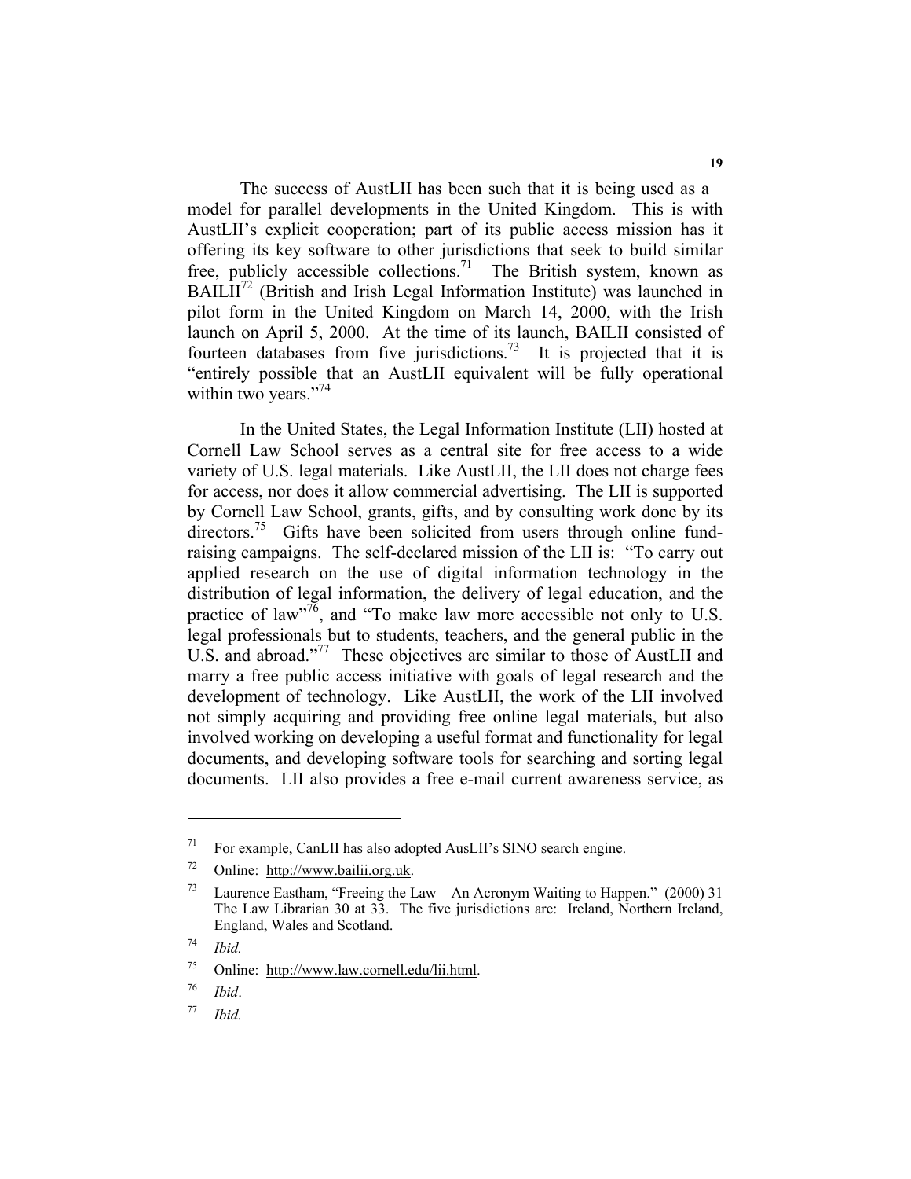The success of AustLII has been such that it is being used as a model for parallel developments in the United Kingdom. This is with AustLII's explicit cooperation; part of its public access mission has it offering its key software to other jurisdictions that seek to build similar free, publicly accessible collections.[71] The British system, known as BAILII[72] (British and Irish Legal Information Institute) was launched in pilot form in the United Kingdom on March 14, 2000, with the Irish launch on April 5, 2000. At the time of its launch, BAILII consisted of fourteen databases from five jurisdictions.[73] It is projected that it is "entirely possible that an AustLII equivalent will be fully operational within two years."[74]

In the United States, the Legal Information Institute (LII) hosted at Cornell Law School serves as a central site for free access to a wide variety of U.S. legal materials. Like AustLII, the LII does not charge fees for access, nor does it allow commercial advertising. The LII is supported by Cornell Law School, grants, gifts, and by consulting work done by its directors.[75] Gifts have been solicited from users through online fund-raising campaigns. The self-declared mission of the LII is: "To carry out applied research on the use of digital information technology in the distribution of legal information, the delivery of legal education, and the practice of law"[76], and "To make law more accessible not only to U.S. legal professionals but to students, teachers, and the general public in the U.S. and abroad."[77] These objectives are similar to those of AustLII and marry a free public access initiative with goals of legal research and the development of technology. Like AustLII, the work of the LII involved not simply acquiring and providing free online legal materials, but also involved working on developing a useful format and functionality for legal documents, and developing software tools for searching and sorting legal documents. LII also provides a free e-mail current awareness service, as

---

[71] For example, CanLII has also adopted AusLII's SINO search engine.

[72] Online: http://www.bailii.org.uk.

[73] Laurence Eastham, "Freeing the Law—An Acronym Waiting to Happen." (2000) 31 The Law Librarian 30 at 33. The five jurisdictions are: Ireland, Northern Ireland, England, Wales and Scotland.

[74] *Ibid.*

[75] Online: http://www.law.cornell.edu/lii.html.

[76] *Ibid*.

[77] *Ibid.*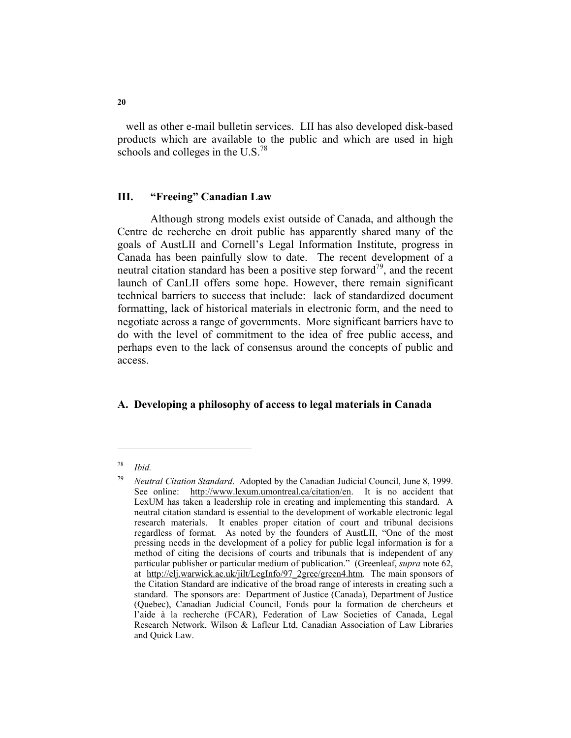well as other e-mail bulletin services. LII has also developed disk-based products which are available to the public and which are used in high schools and colleges in the U.S.[78]

## III. "Freeing" Canadian Law

Although strong models exist outside of Canada, and although the Centre de recherche en droit public has apparently shared many of the goals of AustLII and Cornell's Legal Information Institute, progress in Canada has been painfully slow to date. The recent development of a neutral citation standard has been a positive step forward[79], and the recent launch of CanLII offers some hope. However, there remain significant technical barriers to success that include: lack of standardized document formatting, lack of historical materials in electronic form, and the need to negotiate across a range of governments. More significant barriers have to do with the level of commitment to the idea of free public access, and perhaps even to the lack of consensus around the concepts of public and access.

### A. Developing a philosophy of access to legal materials in Canada

---

[78] *Ibid.*

[79] *Neutral Citation Standard*. Adopted by the Canadian Judicial Council, June 8, 1999. See online: http://www.lexum.umontreal.ca/citation/en. It is no accident that LexUM has taken a leadership role in creating and implementing this standard. A neutral citation standard is essential to the development of workable electronic legal research materials. It enables proper citation of court and tribunal decisions regardless of format. As noted by the founders of AustLII, "One of the most pressing needs in the development of a policy for public legal information is for a method of citing the decisions of courts and tribunals that is independent of any particular publisher or particular medium of publication." (Greenleaf, *supra* note 62, at http://elj.warwick.ac.uk/jilt/LegInfo/97_2gree/green4.htm. The main sponsors of the Citation Standard are indicative of the broad range of interests in creating such a standard. The sponsors are: Department of Justice (Canada), Department of Justice (Quebec), Canadian Judicial Council, Fonds pour la formation de chercheurs et l'aide à la recherche (FCAR), Federation of Law Societies of Canada, Legal Research Network, Wilson & Lafleur Ltd, Canadian Association of Law Libraries and Quick Law.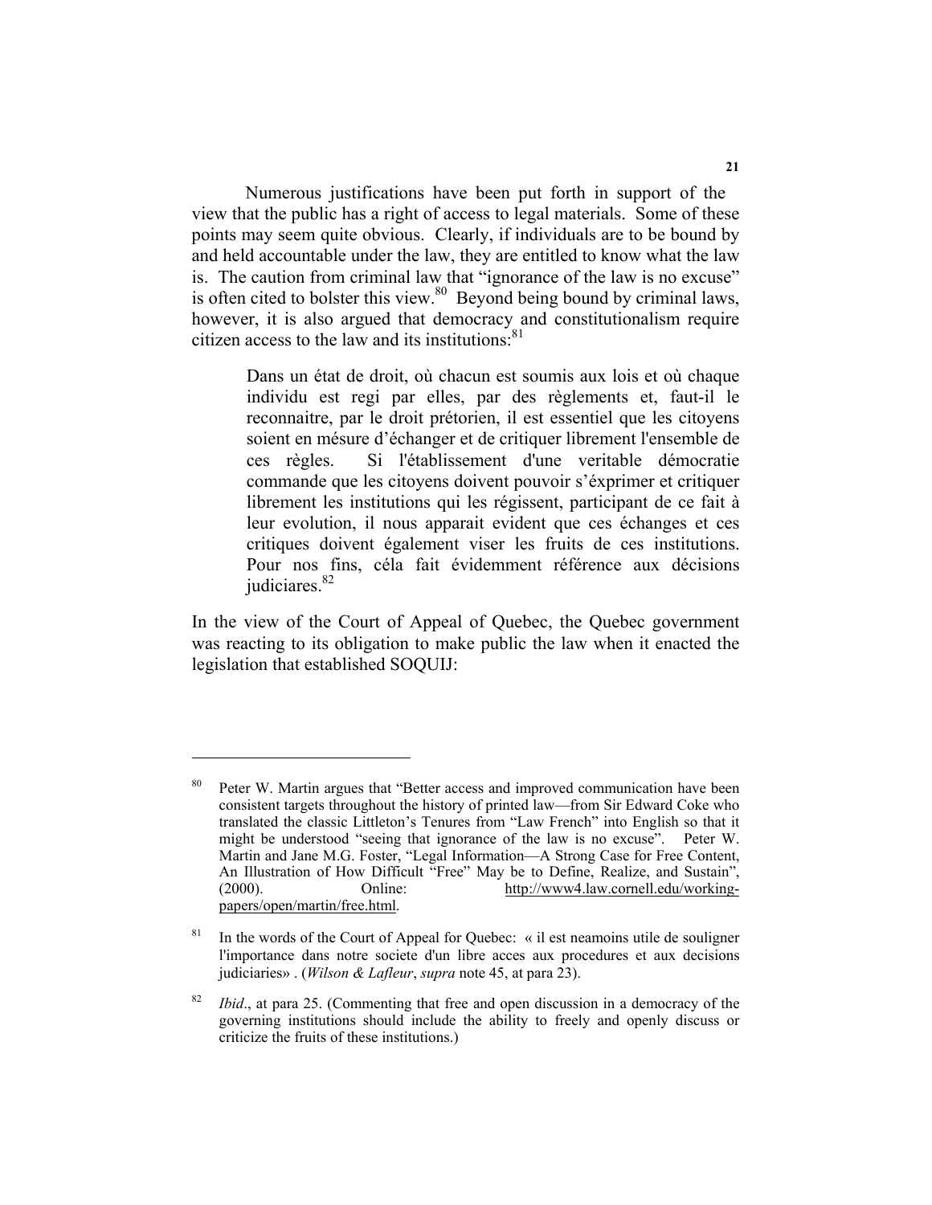Numerous justifications have been put forth in support of the view that the public has a right of access to legal materials. Some of these points may seem quite obvious. Clearly, if individuals are to be bound by and held accountable under the law, they are entitled to know what the law is. The caution from criminal law that "ignorance of the law is no excuse" is often cited to bolster this view.[80] Beyond being bound by criminal laws, however, it is also argued that democracy and constitutionalism require citizen access to the law and its institutions:[81]

> Dans un état de droit, où chacun est soumis aux lois et où chaque individu est regi par elles, par des règlements et, faut-il le reconnaitre, par le droit prétorien, il est essentiel que les citoyens soient en mésure d'échanger et de critiquer librement l'ensemble de ces règles. Si l'établissement d'une veritable démocratie commande que les citoyens doivent pouvoir s'éxprimer et critiquer librement les institutions qui les régissent, participant de ce fait à leur evolution, il nous apparait evident que ces échanges et ces critiques doivent également viser les fruits de ces institutions. Pour nos fins, céla fait évidemment référence aux décisions judiciares.[82]

In the view of the Court of Appeal of Quebec, the Quebec government was reacting to its obligation to make public the law when it enacted the legislation that established SOQUIJ:

---

[80] Peter W. Martin argues that "Better access and improved communication have been consistent targets throughout the history of printed law—from Sir Edward Coke who translated the classic Littleton's Tenures from "Law French" into English so that it might be understood "seeing that ignorance of the law is no excuse". Peter W. Martin and Jane M.G. Foster, "Legal Information—A Strong Case for Free Content, An Illustration of How Difficult "Free" May be to Define, Realize, and Sustain", (2000). Online: http://www4.law.cornell.edu/working-papers/open/martin/free.html.

[81] In the words of the Court of Appeal for Quebec: « il est neamoins utile de souligner l'importance dans notre societe d'un libre acces aux procedures et aux decisions judiciaries» . (*Wilson & Lafleur*, *supra* note 45, at para 23).

[82] *Ibid*., at para 25. (Commenting that free and open discussion in a democracy of the governing institutions should include the ability to freely and openly discuss or criticize the fruits of these institutions.)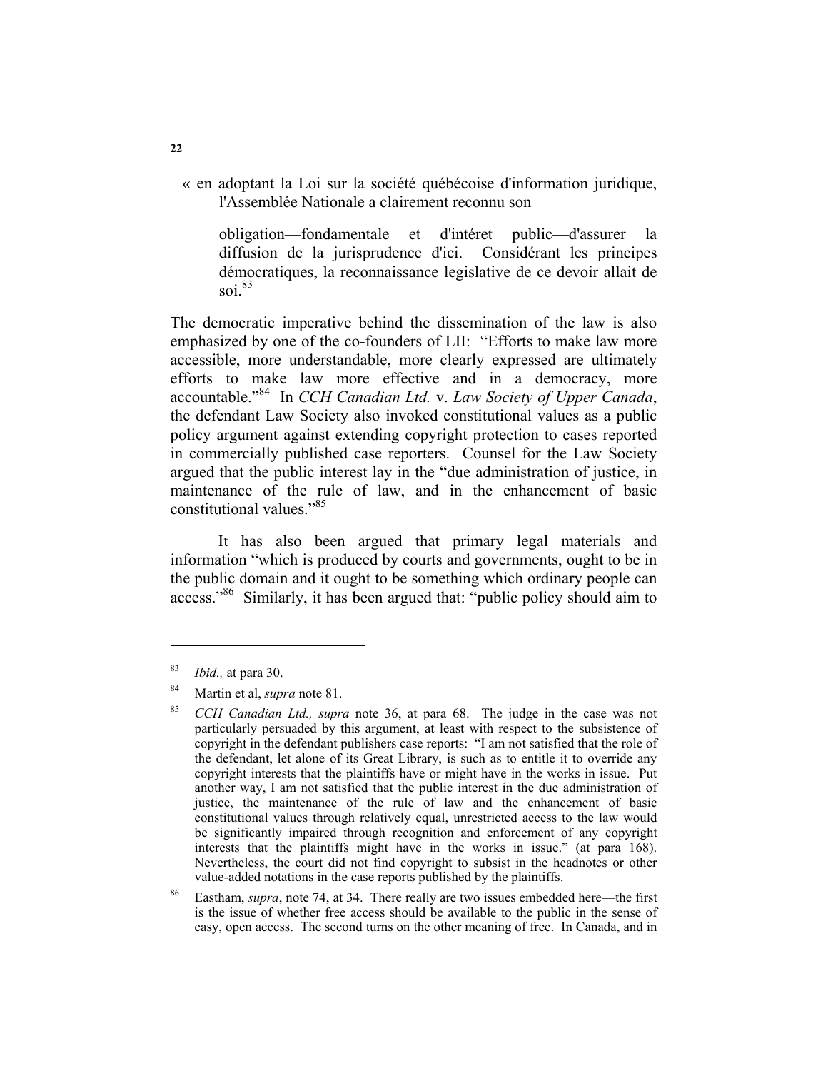« en adoptant la Loi sur la société québécoise d'information juridique, l'Assemblée Nationale a clairement reconnu son

> obligation—fondamentale et d'intéret public—d'assurer la diffusion de la jurisprudence d'ici. Considérant les principes démocratiques, la reconnaissance legislative de ce devoir allait de soi.[83]

The democratic imperative behind the dissemination of the law is also emphasized by one of the co-founders of LII: "Efforts to make law more accessible, more understandable, more clearly expressed are ultimately efforts to make law more effective and in a democracy, more accountable."[84] In *CCH Canadian Ltd.* v. *Law Society of Upper Canada*, the defendant Law Society also invoked constitutional values as a public policy argument against extending copyright protection to cases reported in commercially published case reporters. Counsel for the Law Society argued that the public interest lay in the "due administration of justice, in maintenance of the rule of law, and in the enhancement of basic constitutional values."[85]

It has also been argued that primary legal materials and information "which is produced by courts and governments, ought to be in the public domain and it ought to be something which ordinary people can access."[86] Similarly, it has been argued that: "public policy should aim to

---

[83] *Ibid.,* at para 30.

[84] Martin et al, *supra* note 81.

[85] *CCH Canadian Ltd., supra* note 36, at para 68. The judge in the case was not particularly persuaded by this argument, at least with respect to the subsistence of copyright in the defendant publishers case reports: "I am not satisfied that the role of the defendant, let alone of its Great Library, is such as to entitle it to override any copyright interests that the plaintiffs have or might have in the works in issue. Put another way, I am not satisfied that the public interest in the due administration of justice, the maintenance of the rule of law and the enhancement of basic constitutional values through relatively equal, unrestricted access to the law would be significantly impaired through recognition and enforcement of any copyright interests that the plaintiffs might have in the works in issue." (at para 168). Nevertheless, the court did not find copyright to subsist in the headnotes or other value-added notations in the case reports published by the plaintiffs.

[86] Eastham, *supra*, note 74, at 34. There really are two issues embedded here—the first is the issue of whether free access should be available to the public in the sense of easy, open access. The second turns on the other meaning of free. In Canada, and in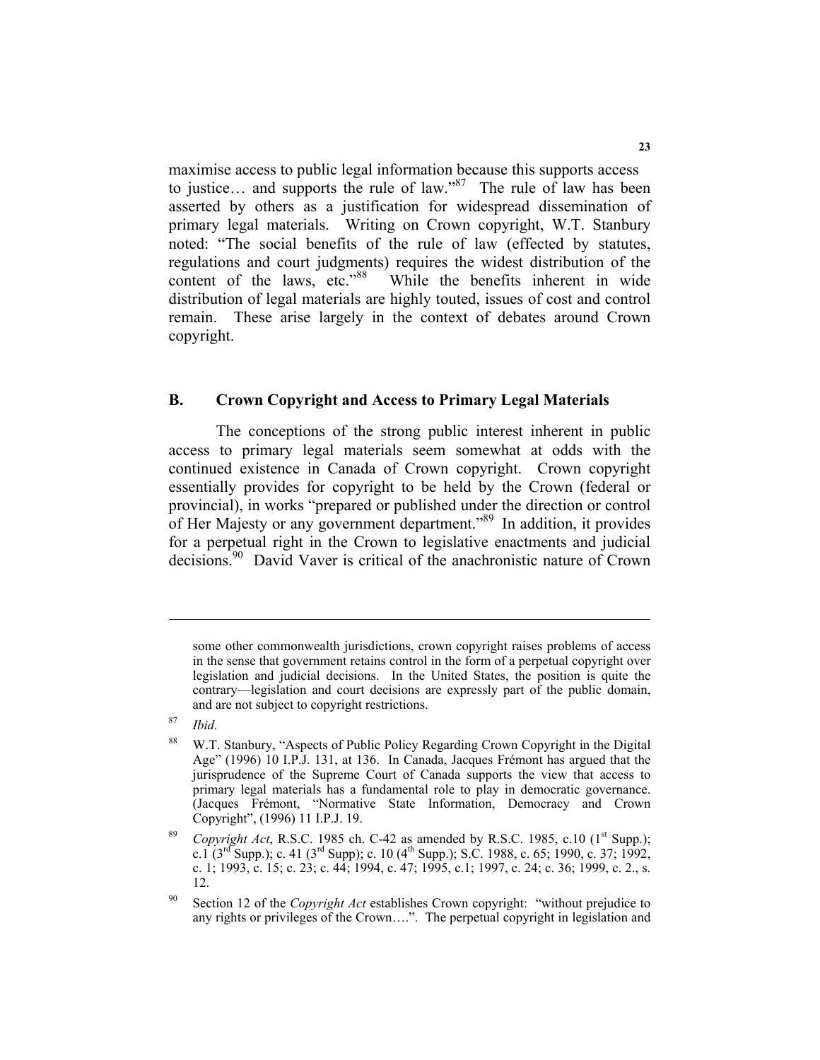maximise access to public legal information because this supports access to justice… and supports the rule of law."[87] The rule of law has been asserted by others as a justification for widespread dissemination of primary legal materials. Writing on Crown copyright, W.T. Stanbury noted: "The social benefits of the rule of law (effected by statutes, regulations and court judgments) requires the widest distribution of the content of the laws, etc."[88] While the benefits inherent in wide distribution of legal materials are highly touted, issues of cost and control remain. These arise largely in the context of debates around Crown copyright.

## B. Crown Copyright and Access to Primary Legal Materials

The conceptions of the strong public interest inherent in public access to primary legal materials seem somewhat at odds with the continued existence in Canada of Crown copyright. Crown copyright essentially provides for copyright to be held by the Crown (federal or provincial), in works "prepared or published under the direction or control of Her Majesty or any government department."[89] In addition, it provides for a perpetual right in the Crown to legislative enactments and judicial decisions.[90] David Vaver is critical of the anachronistic nature of Crown

---

some other commonwealth jurisdictions, crown copyright raises problems of access in the sense that government retains control in the form of a perpetual copyright over legislation and judicial decisions. In the United States, the position is quite the contrary—legislation and court decisions are expressly part of the public domain, and are not subject to copyright restrictions.

[87] *Ibid.*

[88] W.T. Stanbury, "Aspects of Public Policy Regarding Crown Copyright in the Digital Age" (1996) 10 I.P.J. 131, at 136. In Canada, Jacques Frémont has argued that the jurisprudence of the Supreme Court of Canada supports the view that access to primary legal materials has a fundamental role to play in democratic governance. (Jacques Frémont, "Normative State Information, Democracy and Crown Copyright", (1996) 11 I.P.J. 19.

[89] *Copyright Act*, R.S.C. 1985 ch. C-42 as amended by R.S.C. 1985, c.10 (1st Supp.); c.1 (3rd Supp.); c. 41 (3rd Supp); c. 10 (4th Supp.); S.C. 1988, c. 65; 1990, c. 37; 1992, c. 1; 1993, c. 15; c. 23; c. 44; 1994, c. 47; 1995, c.1; 1997, c. 24; c. 36; 1999, c. 2., s. 12.

[90] Section 12 of the *Copyright Act* establishes Crown copyright: "without prejudice to any rights or privileges of the Crown….". The perpetual copyright in legislation and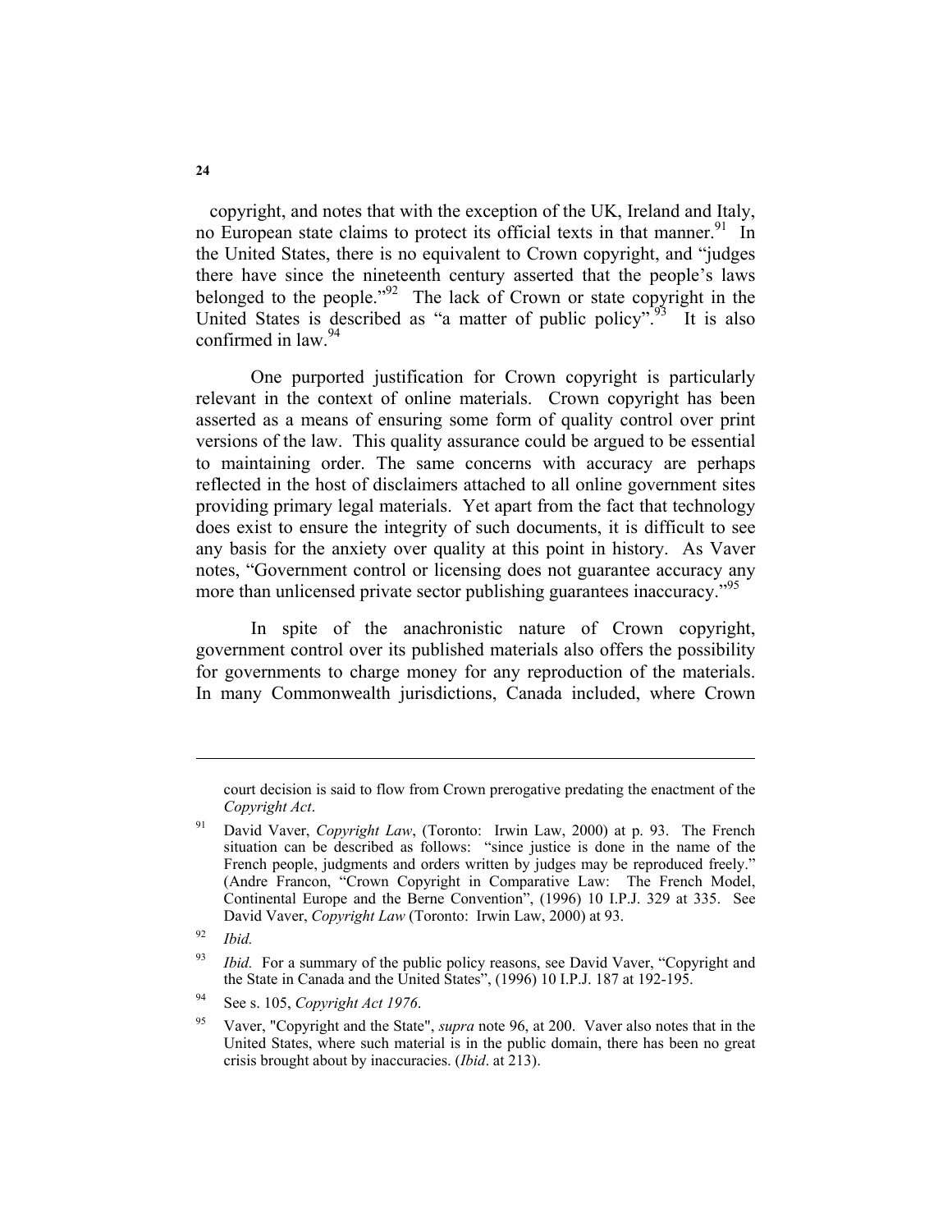copyright, and notes that with the exception of the UK, Ireland and Italy, no European state claims to protect its official texts in that manner.[91] In the United States, there is no equivalent to Crown copyright, and "judges there have since the nineteenth century asserted that the people's laws belonged to the people."[92] The lack of Crown or state copyright in the United States is described as "a matter of public policy".[93] It is also confirmed in law.[94]

One purported justification for Crown copyright is particularly relevant in the context of online materials. Crown copyright has been asserted as a means of ensuring some form of quality control over print versions of the law. This quality assurance could be argued to be essential to maintaining order. The same concerns with accuracy are perhaps reflected in the host of disclaimers attached to all online government sites providing primary legal materials. Yet apart from the fact that technology does exist to ensure the integrity of such documents, it is difficult to see any basis for the anxiety over quality at this point in history. As Vaver notes, "Government control or licensing does not guarantee accuracy any more than unlicensed private sector publishing guarantees inaccuracy."[95]

In spite of the anachronistic nature of Crown copyright, government control over its published materials also offers the possibility for governments to charge money for any reproduction of the materials. In many Commonwealth jurisdictions, Canada included, where Crown

---

court decision is said to flow from Crown prerogative predating the enactment of the *Copyright Act*.

[91] David Vaver, *Copyright Law*, (Toronto: Irwin Law, 2000) at p. 93. The French situation can be described as follows: "since justice is done in the name of the French people, judgments and orders written by judges may be reproduced freely." (Andre Francon, "Crown Copyright in Comparative Law: The French Model, Continental Europe and the Berne Convention", (1996) 10 I.P.J. 329 at 335. See David Vaver, *Copyright Law* (Toronto: Irwin Law, 2000) at 93.

[92] *Ibid.*

[93] *Ibid.* For a summary of the public policy reasons, see David Vaver, "Copyright and the State in Canada and the United States", (1996) 10 I.P.J. 187 at 192-195.

[94] See s. 105, *Copyright Act 1976*.

[95] Vaver, "Copyright and the State", *supra* note 96, at 200. Vaver also notes that in the United States, where such material is in the public domain, there has been no great crisis brought about by inaccuracies. (*Ibid*. at 213).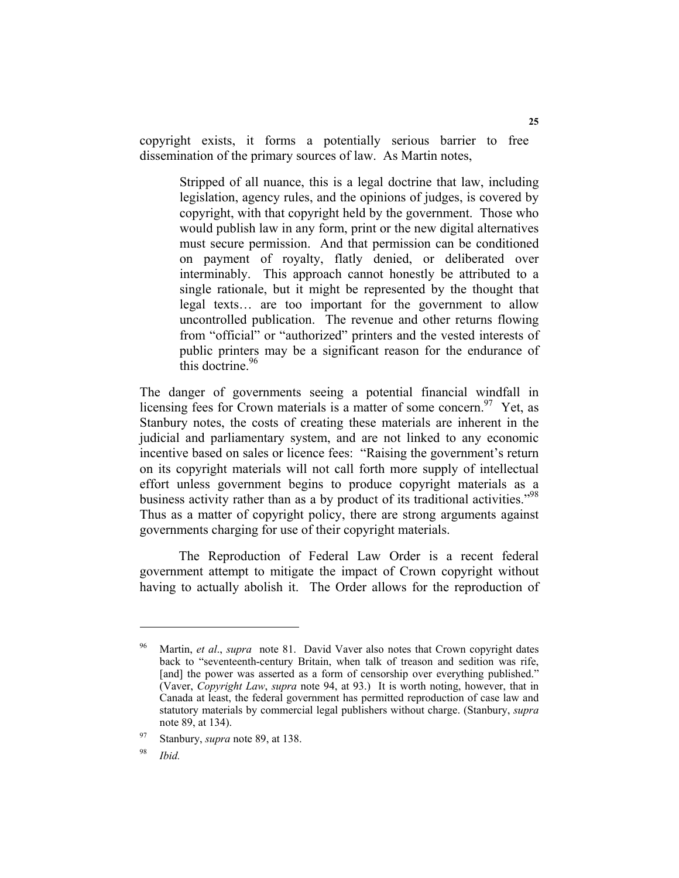copyright exists, it forms a potentially serious barrier to free dissemination of the primary sources of law. As Martin notes,

> Stripped of all nuance, this is a legal doctrine that law, including legislation, agency rules, and the opinions of judges, is covered by copyright, with that copyright held by the government. Those who would publish law in any form, print or the new digital alternatives must secure permission. And that permission can be conditioned on payment of royalty, flatly denied, or deliberated over interminably. This approach cannot honestly be attributed to a single rationale, but it might be represented by the thought that legal texts… are too important for the government to allow uncontrolled publication. The revenue and other returns flowing from "official" or "authorized" printers and the vested interests of public printers may be a significant reason for the endurance of this doctrine.[96]

The danger of governments seeing a potential financial windfall in licensing fees for Crown materials is a matter of some concern.[97] Yet, as Stanbury notes, the costs of creating these materials are inherent in the judicial and parliamentary system, and are not linked to any economic incentive based on sales or licence fees: "Raising the government's return on its copyright materials will not call forth more supply of intellectual effort unless government begins to produce copyright materials as a business activity rather than as a by product of its traditional activities."[98] Thus as a matter of copyright policy, there are strong arguments against governments charging for use of their copyright materials.

The Reproduction of Federal Law Order is a recent federal government attempt to mitigate the impact of Crown copyright without having to actually abolish it. The Order allows for the reproduction of

---

[96] Martin, *et al*., *supra* note 81. David Vaver also notes that Crown copyright dates back to "seventeenth-century Britain, when talk of treason and sedition was rife, [and] the power was asserted as a form of censorship over everything published." (Vaver, *Copyright Law*, *supra* note 94, at 93.) It is worth noting, however, that in Canada at least, the federal government has permitted reproduction of case law and statutory materials by commercial legal publishers without charge. (Stanbury, *supra* note 89, at 134).

[97] Stanbury, *supra* note 89, at 138.

[98] *Ibid.*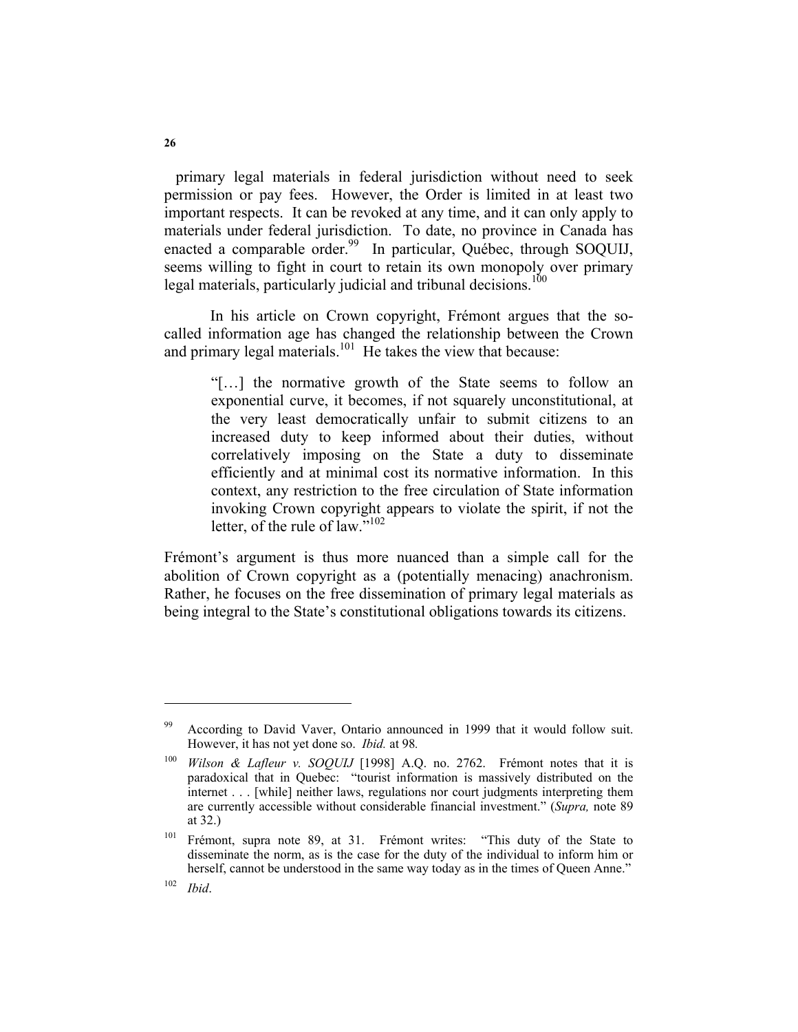primary legal materials in federal jurisdiction without need to seek permission or pay fees. However, the Order is limited in at least two important respects. It can be revoked at any time, and it can only apply to materials under federal jurisdiction. To date, no province in Canada has enacted a comparable order.[99] In particular, Québec, through SOQUIJ, seems willing to fight in court to retain its own monopoly over primary legal materials, particularly judicial and tribunal decisions.[100]

In his article on Crown copyright, Frémont argues that the so-called information age has changed the relationship between the Crown and primary legal materials.[101] He takes the view that because:

> "[…] the normative growth of the State seems to follow an exponential curve, it becomes, if not squarely unconstitutional, at the very least democratically unfair to submit citizens to an increased duty to keep informed about their duties, without correlatively imposing on the State a duty to disseminate efficiently and at minimal cost its normative information. In this context, any restriction to the free circulation of State information invoking Crown copyright appears to violate the spirit, if not the letter, of the rule of law."[102]

Frémont's argument is thus more nuanced than a simple call for the abolition of Crown copyright as a (potentially menacing) anachronism. Rather, he focuses on the free dissemination of primary legal materials as being integral to the State's constitutional obligations towards its citizens.

---

[99] According to David Vaver, Ontario announced in 1999 that it would follow suit. However, it has not yet done so. *Ibid.* at 98.

[100] *Wilson & Lafleur v. SOQUIJ* [1998] A.Q. no. 2762. Frémont notes that it is paradoxical that in Quebec: "tourist information is massively distributed on the internet . . . [while] neither laws, regulations nor court judgments interpreting them are currently accessible without considerable financial investment." (*Supra,* note 89 at 32.)

[101] Frémont, supra note 89, at 31. Frémont writes: "This duty of the State to disseminate the norm, as is the case for the duty of the individual to inform him or herself, cannot be understood in the same way today as in the times of Queen Anne."

[102] *Ibid*.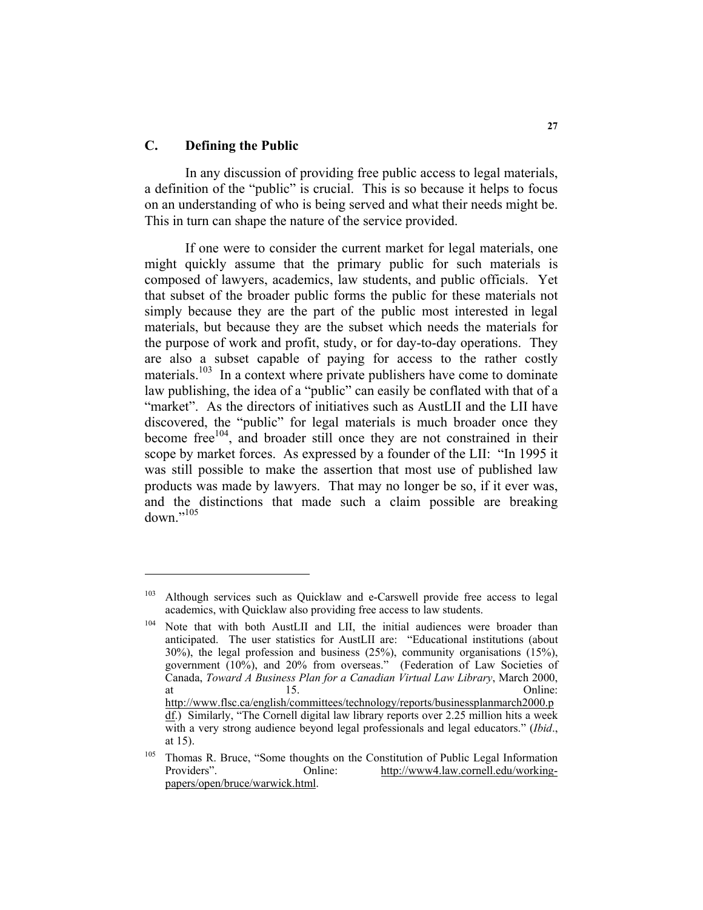## C. Defining the Public

In any discussion of providing free public access to legal materials, a definition of the "public" is crucial. This is so because it helps to focus on an understanding of who is being served and what their needs might be. This in turn can shape the nature of the service provided.

If one were to consider the current market for legal materials, one might quickly assume that the primary public for such materials is composed of lawyers, academics, law students, and public officials. Yet that subset of the broader public forms the public for these materials not simply because they are the part of the public most interested in legal materials, but because they are the subset which needs the materials for the purpose of work and profit, study, or for day-to-day operations. They are also a subset capable of paying for access to the rather costly materials.[103] In a context where private publishers have come to dominate law publishing, the idea of a "public" can easily be conflated with that of a "market". As the directors of initiatives such as AustLII and the LII have discovered, the "public" for legal materials is much broader once they become free[104], and broader still once they are not constrained in their scope by market forces. As expressed by a founder of the LII: "In 1995 it was still possible to make the assertion that most use of published law products was made by lawyers. That may no longer be so, if it ever was, and the distinctions that made such a claim possible are breaking down."[105]

---

[103] Although services such as Quicklaw and e-Carswell provide free access to legal academics, with Quicklaw also providing free access to law students.

[104] Note that with both AustLII and LII, the initial audiences were broader than anticipated. The user statistics for AustLII are: "Educational institutions (about 30%), the legal profession and business (25%), community organisations (15%), government (10%), and 20% from overseas." (Federation of Law Societies of Canada, *Toward A Business Plan for a Canadian Virtual Law Library*, March 2000, at 15. Online: http://www.flsc.ca/english/committees/technology/reports/businessplanmarch2000.pdf.) Similarly, "The Cornell digital law library reports over 2.25 million hits a week with a very strong audience beyond legal professionals and legal educators." (*Ibid*., at 15).

[105] Thomas R. Bruce, "Some thoughts on the Constitution of Public Legal Information Providers". Online: http://www4.law.cornell.edu/working-papers/open/bruce/warwick.html.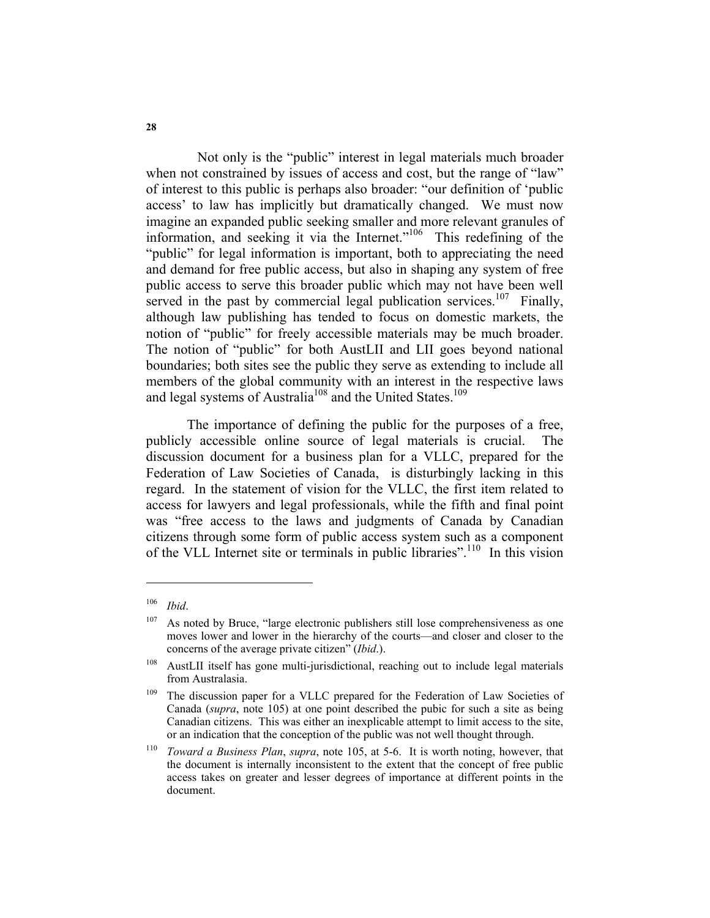Not only is the "public" interest in legal materials much broader when not constrained by issues of access and cost, but the range of "law" of interest to this public is perhaps also broader: "our definition of 'public access' to law has implicitly but dramatically changed. We must now imagine an expanded public seeking smaller and more relevant granules of information, and seeking it via the Internet."[106] This redefining of the "public" for legal information is important, both to appreciating the need and demand for free public access, but also in shaping any system of free public access to serve this broader public which may not have been well served in the past by commercial legal publication services.[107] Finally, although law publishing has tended to focus on domestic markets, the notion of "public" for freely accessible materials may be much broader. The notion of "public" for both AustLII and LII goes beyond national boundaries; both sites see the public they serve as extending to include all members of the global community with an interest in the respective laws and legal systems of Australia[108] and the United States.[109]

The importance of defining the public for the purposes of a free, publicly accessible online source of legal materials is crucial. The discussion document for a business plan for a VLLC, prepared for the Federation of Law Societies of Canada, is disturbingly lacking in this regard. In the statement of vision for the VLLC, the first item related to access for lawyers and legal professionals, while the fifth and final point was "free access to the laws and judgments of Canada by Canadian citizens through some form of public access system such as a component of the VLL Internet site or terminals in public libraries".[110] In this vision

---

[106] *Ibid*.

[107] As noted by Bruce, "large electronic publishers still lose comprehensiveness as one moves lower and lower in the hierarchy of the courts—and closer and closer to the concerns of the average private citizen" (*Ibid*.).

[108] AustLII itself has gone multi-jurisdictional, reaching out to include legal materials from Australasia.

[109] The discussion paper for a VLLC prepared for the Federation of Law Societies of Canada (*supra*, note 105) at one point described the pubic for such a site as being Canadian citizens. This was either an inexplicable attempt to limit access to the site, or an indication that the conception of the public was not well thought through.

[110] *Toward a Business Plan*, *supra*, note 105, at 5-6. It is worth noting, however, that the document is internally inconsistent to the extent that the concept of free public access takes on greater and lesser degrees of importance at different points in the document.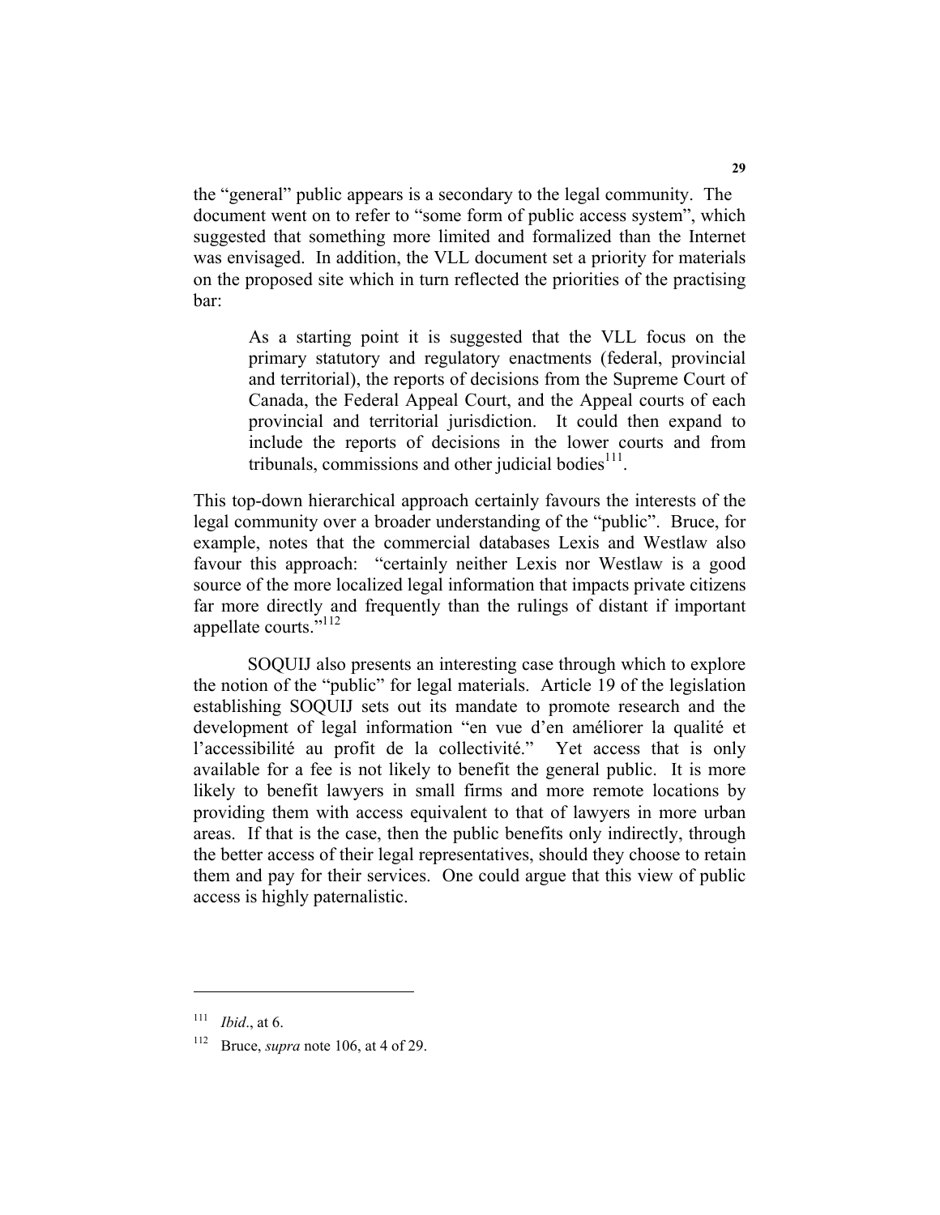the "general" public appears is a secondary to the legal community. The document went on to refer to "some form of public access system", which suggested that something more limited and formalized than the Internet was envisaged. In addition, the VLL document set a priority for materials on the proposed site which in turn reflected the priorities of the practising bar:

> As a starting point it is suggested that the VLL focus on the primary statutory and regulatory enactments (federal, provincial and territorial), the reports of decisions from the Supreme Court of Canada, the Federal Appeal Court, and the Appeal courts of each provincial and territorial jurisdiction. It could then expand to include the reports of decisions in the lower courts and from tribunals, commissions and other judicial bodies[111].

This top-down hierarchical approach certainly favours the interests of the legal community over a broader understanding of the "public". Bruce, for example, notes that the commercial databases Lexis and Westlaw also favour this approach: "certainly neither Lexis nor Westlaw is a good source of the more localized legal information that impacts private citizens far more directly and frequently than the rulings of distant if important appellate courts."[112]

SOQUIJ also presents an interesting case through which to explore the notion of the "public" for legal materials. Article 19 of the legislation establishing SOQUIJ sets out its mandate to promote research and the development of legal information "en vue d'en améliorer la qualité et l'accessibilité au profit de la collectivité." Yet access that is only available for a fee is not likely to benefit the general public. It is more likely to benefit lawyers in small firms and more remote locations by providing them with access equivalent to that of lawyers in more urban areas. If that is the case, then the public benefits only indirectly, through the better access of their legal representatives, should they choose to retain them and pay for their services. One could argue that this view of public access is highly paternalistic.

---

[111] *Ibid*., at 6.

[112] Bruce, *supra* note 106, at 4 of 29.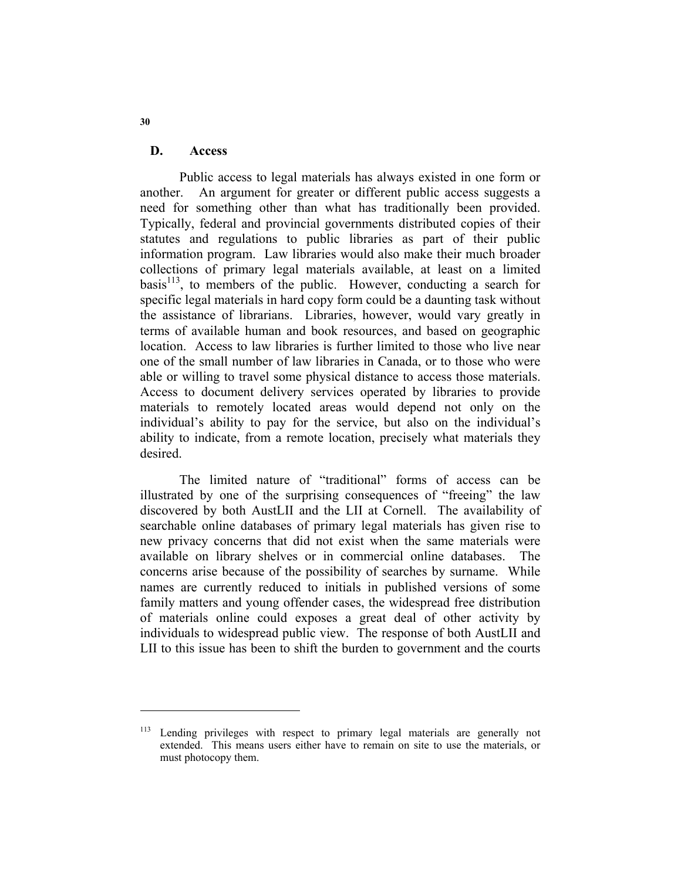## D. Access

Public access to legal materials has always existed in one form or another. An argument for greater or different public access suggests a need for something other than what has traditionally been provided. Typically, federal and provincial governments distributed copies of their statutes and regulations to public libraries as part of their public information program. Law libraries would also make their much broader collections of primary legal materials available, at least on a limited basis[113], to members of the public. However, conducting a search for specific legal materials in hard copy form could be a daunting task without the assistance of librarians. Libraries, however, would vary greatly in terms of available human and book resources, and based on geographic location. Access to law libraries is further limited to those who live near one of the small number of law libraries in Canada, or to those who were able or willing to travel some physical distance to access those materials. Access to document delivery services operated by libraries to provide materials to remotely located areas would depend not only on the individual's ability to pay for the service, but also on the individual's ability to indicate, from a remote location, precisely what materials they desired.

The limited nature of "traditional" forms of access can be illustrated by one of the surprising consequences of "freeing" the law discovered by both AustLII and the LII at Cornell. The availability of searchable online databases of primary legal materials has given rise to new privacy concerns that did not exist when the same materials were available on library shelves or in commercial online databases. The concerns arise because of the possibility of searches by surname. While names are currently reduced to initials in published versions of some family matters and young offender cases, the widespread free distribution of materials online could exposes a great deal of other activity by individuals to widespread public view. The response of both AustLII and LII to this issue has been to shift the burden to government and the courts

---

[113] Lending privileges with respect to primary legal materials are generally not extended. This means users either have to remain on site to use the materials, or must photocopy them.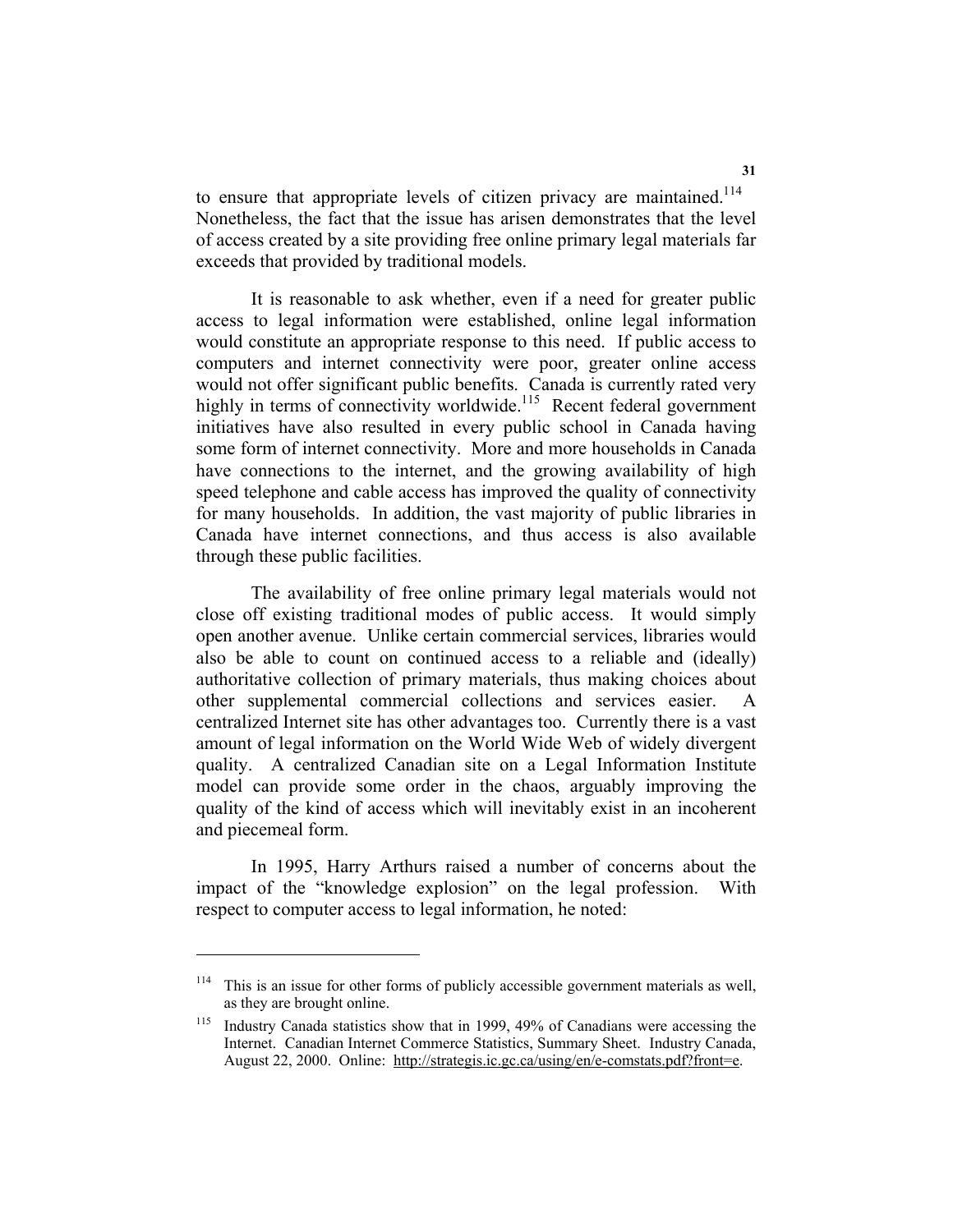to ensure that appropriate levels of citizen privacy are maintained.[114] Nonetheless, the fact that the issue has arisen demonstrates that the level of access created by a site providing free online primary legal materials far exceeds that provided by traditional models.

It is reasonable to ask whether, even if a need for greater public access to legal information were established, online legal information would constitute an appropriate response to this need. If public access to computers and internet connectivity were poor, greater online access would not offer significant public benefits. Canada is currently rated very highly in terms of connectivity worldwide.[115] Recent federal government initiatives have also resulted in every public school in Canada having some form of internet connectivity. More and more households in Canada have connections to the internet, and the growing availability of high speed telephone and cable access has improved the quality of connectivity for many households. In addition, the vast majority of public libraries in Canada have internet connections, and thus access is also available through these public facilities.

The availability of free online primary legal materials would not close off existing traditional modes of public access. It would simply open another avenue. Unlike certain commercial services, libraries would also be able to count on continued access to a reliable and (ideally) authoritative collection of primary materials, thus making choices about other supplemental commercial collections and services easier. A centralized Internet site has other advantages too. Currently there is a vast amount of legal information on the World Wide Web of widely divergent quality. A centralized Canadian site on a Legal Information Institute model can provide some order in the chaos, arguably improving the quality of the kind of access which will inevitably exist in an incoherent and piecemeal form.

In 1995, Harry Arthurs raised a number of concerns about the impact of the "knowledge explosion" on the legal profession. With respect to computer access to legal information, he noted:

---

[114] This is an issue for other forms of publicly accessible government materials as well, as they are brought online.

[115] Industry Canada statistics show that in 1999, 49% of Canadians were accessing the Internet. Canadian Internet Commerce Statistics, Summary Sheet. Industry Canada, August 22, 2000. Online: http://strategis.ic.gc.ca/using/en/e-comstats.pdf?front=e.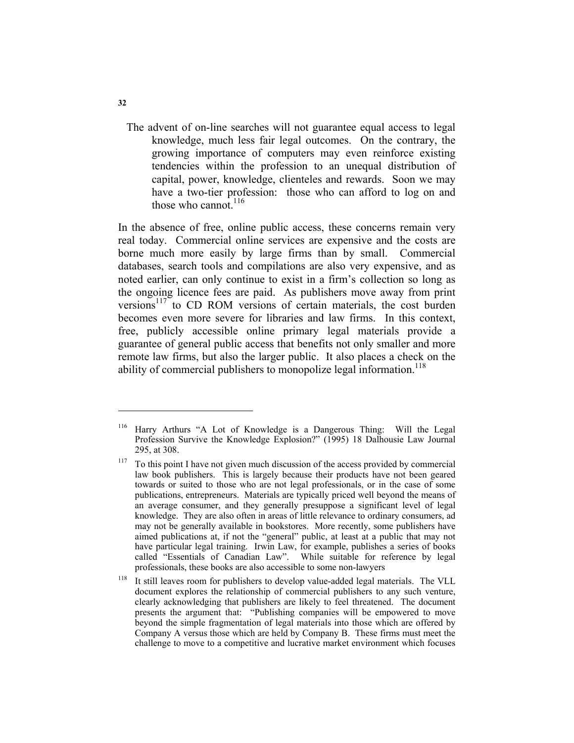> The advent of on-line searches will not guarantee equal access to legal knowledge, much less fair legal outcomes. On the contrary, the growing importance of computers may even reinforce existing tendencies within the profession to an unequal distribution of capital, power, knowledge, clienteles and rewards. Soon we may have a two-tier profession: those who can afford to log on and those who cannot.[116]

In the absence of free, online public access, these concerns remain very real today. Commercial online services are expensive and the costs are borne much more easily by large firms than by small. Commercial databases, search tools and compilations are also very expensive, and as noted earlier, can only continue to exist in a firm's collection so long as the ongoing licence fees are paid. As publishers move away from print versions[117] to CD ROM versions of certain materials, the cost burden becomes even more severe for libraries and law firms. In this context, free, publicly accessible online primary legal materials provide a guarantee of general public access that benefits not only smaller and more remote law firms, but also the larger public. It also places a check on the ability of commercial publishers to monopolize legal information.[118]

---

[116] Harry Arthurs "A Lot of Knowledge is a Dangerous Thing: Will the Legal Profession Survive the Knowledge Explosion?" (1995) 18 Dalhousie Law Journal 295, at 308.

[117] To this point I have not given much discussion of the access provided by commercial law book publishers. This is largely because their products have not been geared towards or suited to those who are not legal professionals, or in the case of some publications, entrepreneurs. Materials are typically priced well beyond the means of an average consumer, and they generally presuppose a significant level of legal knowledge. They are also often in areas of little relevance to ordinary consumers, ad may not be generally available in bookstores. More recently, some publishers have aimed publications at, if not the "general" public, at least at a public that may not have particular legal training. Irwin Law, for example, publishes a series of books called "Essentials of Canadian Law". While suitable for reference by legal professionals, these books are also accessible to some non-lawyers

[118] It still leaves room for publishers to develop value-added legal materials. The VLL document explores the relationship of commercial publishers to any such venture, clearly acknowledging that publishers are likely to feel threatened. The document presents the argument that: "Publishing companies will be empowered to move beyond the simple fragmentation of legal materials into those which are offered by Company A versus those which are held by Company B. These firms must meet the challenge to move to a competitive and lucrative market environment which focuses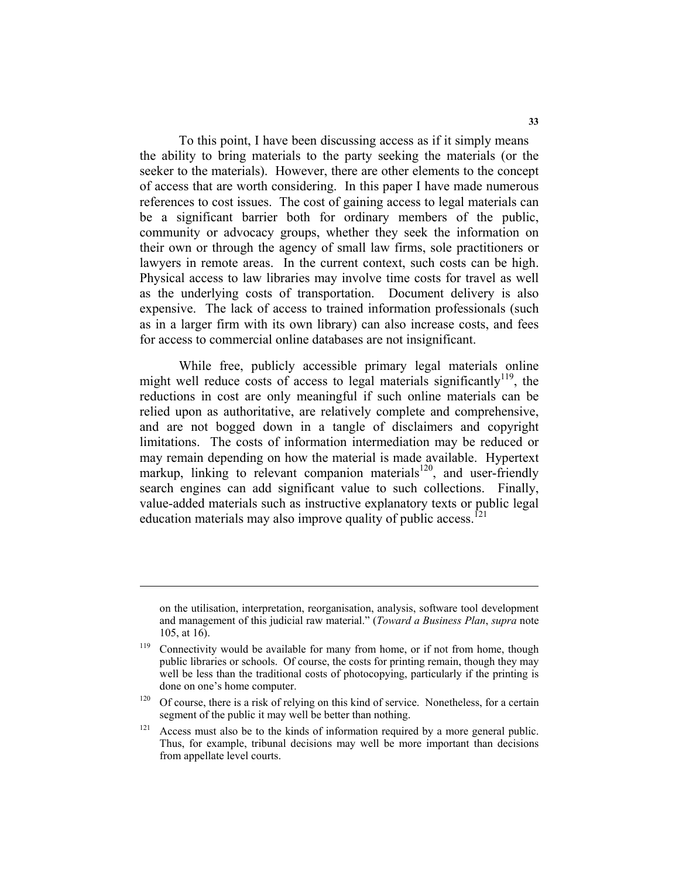To this point, I have been discussing access as if it simply means the ability to bring materials to the party seeking the materials (or the seeker to the materials). However, there are other elements to the concept of access that are worth considering. In this paper I have made numerous references to cost issues. The cost of gaining access to legal materials can be a significant barrier both for ordinary members of the public, community or advocacy groups, whether they seek the information on their own or through the agency of small law firms, sole practitioners or lawyers in remote areas. In the current context, such costs can be high. Physical access to law libraries may involve time costs for travel as well as the underlying costs of transportation. Document delivery is also expensive. The lack of access to trained information professionals (such as in a larger firm with its own library) can also increase costs, and fees for access to commercial online databases are not insignificant.

While free, publicly accessible primary legal materials online might well reduce costs of access to legal materials significantly[119], the reductions in cost are only meaningful if such online materials can be relied upon as authoritative, are relatively complete and comprehensive, and are not bogged down in a tangle of disclaimers and copyright limitations. The costs of information intermediation may be reduced or may remain depending on how the material is made available. Hypertext markup, linking to relevant companion materials[120], and user-friendly search engines can add significant value to such collections. Finally, value-added materials such as instructive explanatory texts or public legal education materials may also improve quality of public access.[121]

---

on the utilisation, interpretation, reorganisation, analysis, software tool development and management of this judicial raw material." (*Toward a Business Plan*, *supra* note 105, at 16).

[119] Connectivity would be available for many from home, or if not from home, though public libraries or schools. Of course, the costs for printing remain, though they may well be less than the traditional costs of photocopying, particularly if the printing is done on one's home computer.

[120] Of course, there is a risk of relying on this kind of service. Nonetheless, for a certain segment of the public it may well be better than nothing.

[121] Access must also be to the kinds of information required by a more general public. Thus, for example, tribunal decisions may well be more important than decisions from appellate level courts.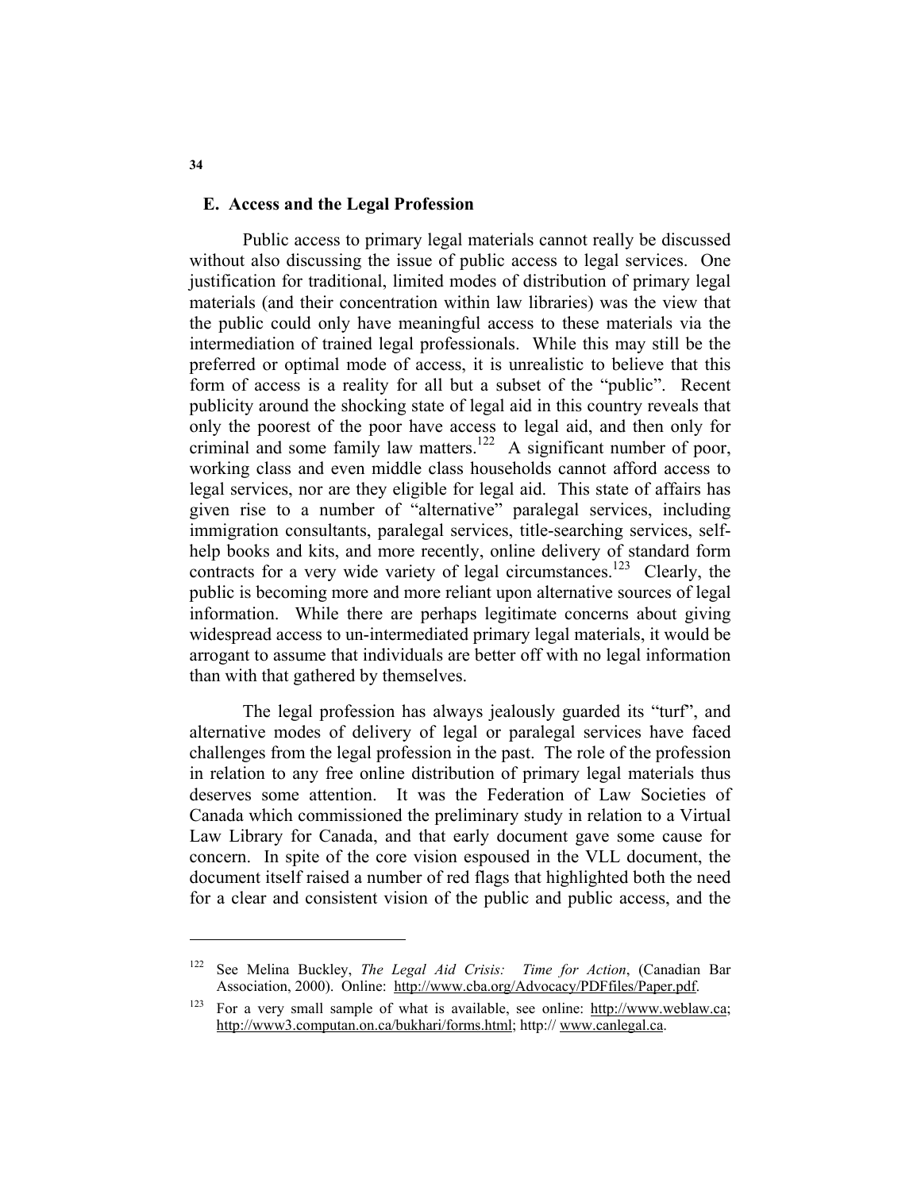## E. Access and the Legal Profession

Public access to primary legal materials cannot really be discussed without also discussing the issue of public access to legal services. One justification for traditional, limited modes of distribution of primary legal materials (and their concentration within law libraries) was the view that the public could only have meaningful access to these materials via the intermediation of trained legal professionals. While this may still be the preferred or optimal mode of access, it is unrealistic to believe that this form of access is a reality for all but a subset of the "public". Recent publicity around the shocking state of legal aid in this country reveals that only the poorest of the poor have access to legal aid, and then only for criminal and some family law matters.[122] A significant number of poor, working class and even middle class households cannot afford access to legal services, nor are they eligible for legal aid. This state of affairs has given rise to a number of "alternative" paralegal services, including immigration consultants, paralegal services, title-searching services, self-help books and kits, and more recently, online delivery of standard form contracts for a very wide variety of legal circumstances.[123] Clearly, the public is becoming more and more reliant upon alternative sources of legal information. While there are perhaps legitimate concerns about giving widespread access to un-intermediated primary legal materials, it would be arrogant to assume that individuals are better off with no legal information than with that gathered by themselves.

The legal profession has always jealously guarded its "turf", and alternative modes of delivery of legal or paralegal services have faced challenges from the legal profession in the past. The role of the profession in relation to any free online distribution of primary legal materials thus deserves some attention. It was the Federation of Law Societies of Canada which commissioned the preliminary study in relation to a Virtual Law Library for Canada, and that early document gave some cause for concern. In spite of the core vision espoused in the VLL document, the document itself raised a number of red flags that highlighted both the need for a clear and consistent vision of the public and public access, and the

---

[122] See Melina Buckley, *The Legal Aid Crisis: Time for Action*, (Canadian Bar Association, 2000). Online: http://www.cba.org/Advocacy/PDFfiles/Paper.pdf.

[123] For a very small sample of what is available, see online: http://www.weblaw.ca; http://www3.computan.on.ca/bukhari/forms.html; http:// www.canlegal.ca.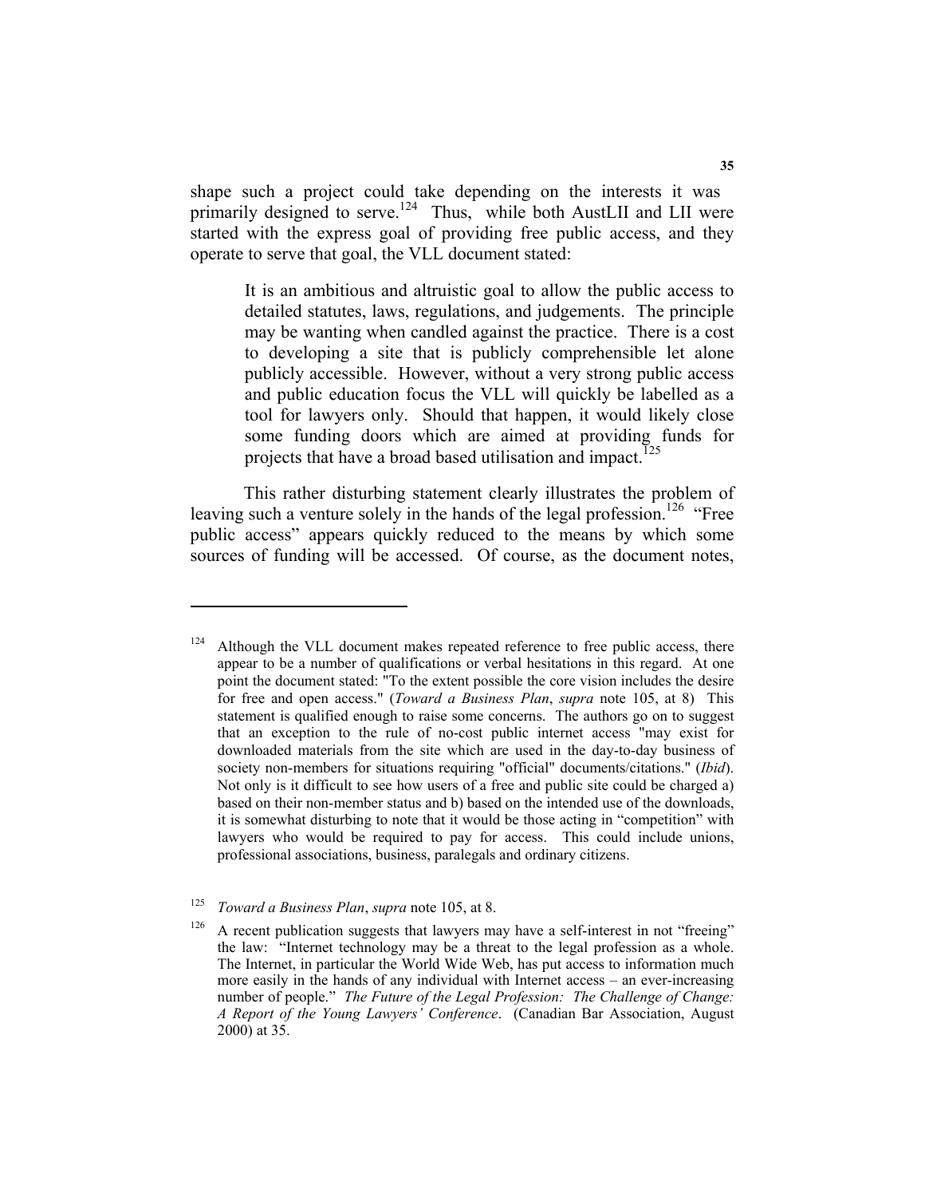shape such a project could take depending on the interests it was primarily designed to serve.[124] Thus, while both AustLII and LII were started with the express goal of providing free public access, and they operate to serve that goal, the VLL document stated:

> It is an ambitious and altruistic goal to allow the public access to detailed statutes, laws, regulations, and judgements. The principle may be wanting when candled against the practice. There is a cost to developing a site that is publicly comprehensible let alone publicly accessible. However, without a very strong public access and public education focus the VLL will quickly be labelled as a tool for lawyers only. Should that happen, it would likely close some funding doors which are aimed at providing funds for projects that have a broad based utilisation and impact.[125]

This rather disturbing statement clearly illustrates the problem of leaving such a venture solely in the hands of the legal profession.[126] "Free public access" appears quickly reduced to the means by which some sources of funding will be accessed. Of course, as the document notes,

---

[124] Although the VLL document makes repeated reference to free public access, there appear to be a number of qualifications or verbal hesitations in this regard. At one point the document stated: "To the extent possible the core vision includes the desire for free and open access." (*Toward a Business Plan*, *supra* note 105, at 8) This statement is qualified enough to raise some concerns. The authors go on to suggest that an exception to the rule of no-cost public internet access "may exist for downloaded materials from the site which are used in the day-to-day business of society non-members for situations requiring "official" documents/citations." (*Ibid*). Not only is it difficult to see how users of a free and public site could be charged a) based on their non-member status and b) based on the intended use of the downloads, it is somewhat disturbing to note that it would be those acting in "competition" with lawyers who would be required to pay for access. This could include unions, professional associations, business, paralegals and ordinary citizens.

[125] *Toward a Business Plan*, *supra* note 105, at 8.

[126] A recent publication suggests that lawyers may have a self-interest in not "freeing" the law: "Internet technology may be a threat to the legal profession as a whole. The Internet, in particular the World Wide Web, has put access to information much more easily in the hands of any individual with Internet access – an ever-increasing number of people." *The Future of the Legal Profession: The Challenge of Change: A Report of the Young Lawyers' Conference*. (Canadian Bar Association, August 2000) at 35.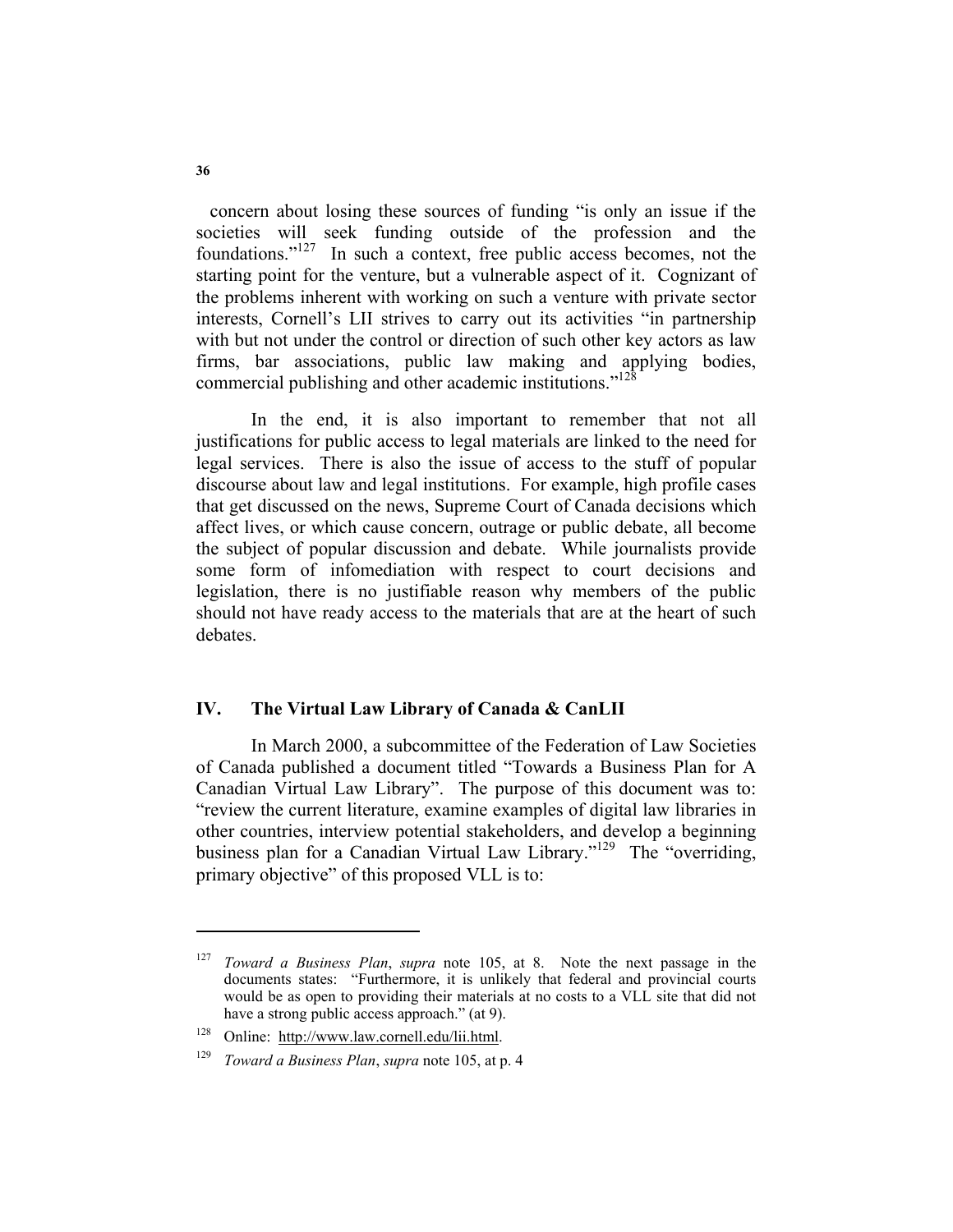concern about losing these sources of funding "is only an issue if the societies will seek funding outside of the profession and the foundations."[127] In such a context, free public access becomes, not the starting point for the venture, but a vulnerable aspect of it. Cognizant of the problems inherent with working on such a venture with private sector interests, Cornell's LII strives to carry out its activities "in partnership with but not under the control or direction of such other key actors as law firms, bar associations, public law making and applying bodies, commercial publishing and other academic institutions."[128]

In the end, it is also important to remember that not all justifications for public access to legal materials are linked to the need for legal services. There is also the issue of access to the stuff of popular discourse about law and legal institutions. For example, high profile cases that get discussed on the news, Supreme Court of Canada decisions which affect lives, or which cause concern, outrage or public debate, all become the subject of popular discussion and debate. While journalists provide some form of infomediation with respect to court decisions and legislation, there is no justifiable reason why members of the public should not have ready access to the materials that are at the heart of such debates.

## IV. The Virtual Law Library of Canada & CanLII

In March 2000, a subcommittee of the Federation of Law Societies of Canada published a document titled "Towards a Business Plan for A Canadian Virtual Law Library". The purpose of this document was to: "review the current literature, examine examples of digital law libraries in other countries, interview potential stakeholders, and develop a beginning business plan for a Canadian Virtual Law Library."[129] The "overriding, primary objective" of this proposed VLL is to:

---

[127] *Toward a Business Plan*, *supra* note 105, at 8. Note the next passage in the documents states: "Furthermore, it is unlikely that federal and provincial courts would be as open to providing their materials at no costs to a VLL site that did not have a strong public access approach." (at 9).

[128] Online: http://www.law.cornell.edu/lii.html.

[129] *Toward a Business Plan*, *supra* note 105, at p. 4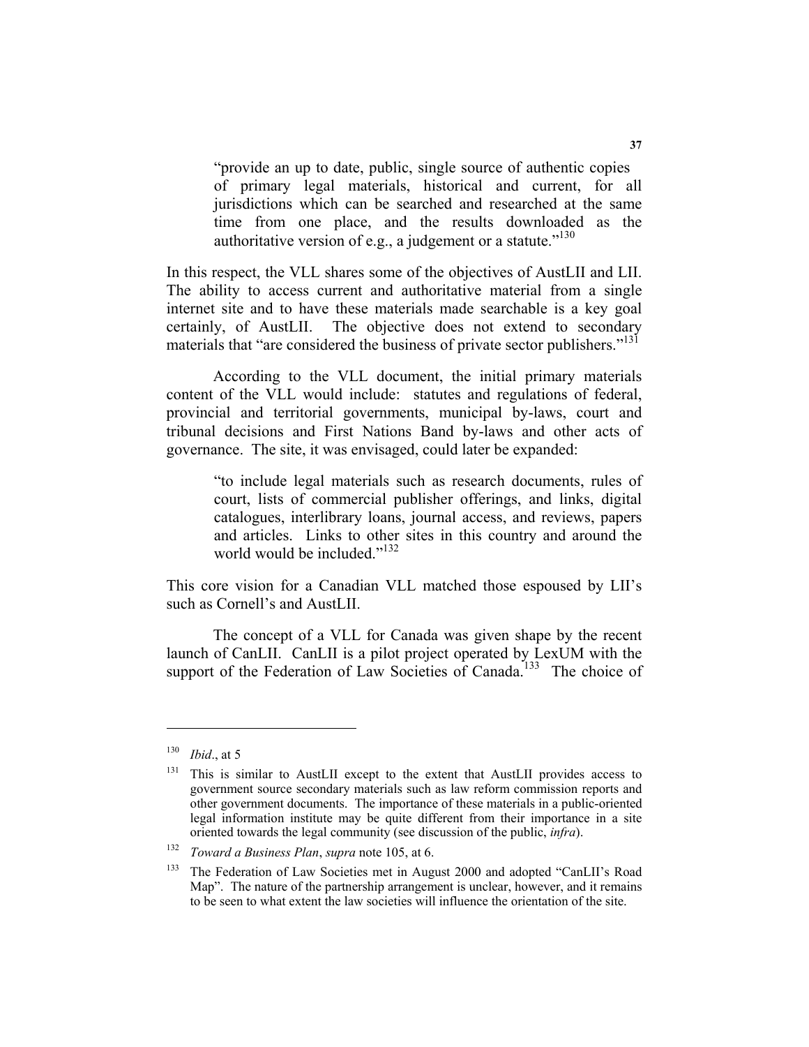> "provide an up to date, public, single source of authentic copies of primary legal materials, historical and current, for all jurisdictions which can be searched and researched at the same time from one place, and the results downloaded as the authoritative version of e.g., a judgement or a statute."[130]

In this respect, the VLL shares some of the objectives of AustLII and LII. The ability to access current and authoritative material from a single internet site and to have these materials made searchable is a key goal certainly, of AustLII. The objective does not extend to secondary materials that "are considered the business of private sector publishers."[131]

According to the VLL document, the initial primary materials content of the VLL would include: statutes and regulations of federal, provincial and territorial governments, municipal by-laws, court and tribunal decisions and First Nations Band by-laws and other acts of governance. The site, it was envisaged, could later be expanded:

> "to include legal materials such as research documents, rules of court, lists of commercial publisher offerings, and links, digital catalogues, interlibrary loans, journal access, and reviews, papers and articles. Links to other sites in this country and around the world would be included."[132]

This core vision for a Canadian VLL matched those espoused by LII's such as Cornell's and AustLII.

The concept of a VLL for Canada was given shape by the recent launch of CanLII. CanLII is a pilot project operated by LexUM with the support of the Federation of Law Societies of Canada.[133] The choice of

---

[130] *Ibid*., at 5

[131] This is similar to AustLII except to the extent that AustLII provides access to government source secondary materials such as law reform commission reports and other government documents. The importance of these materials in a public-oriented legal information institute may be quite different from their importance in a site oriented towards the legal community (see discussion of the public, *infra*).

[132] *Toward a Business Plan*, *supra* note 105, at 6.

[133] The Federation of Law Societies met in August 2000 and adopted "CanLII's Road Map". The nature of the partnership arrangement is unclear, however, and it remains to be seen to what extent the law societies will influence the orientation of the site.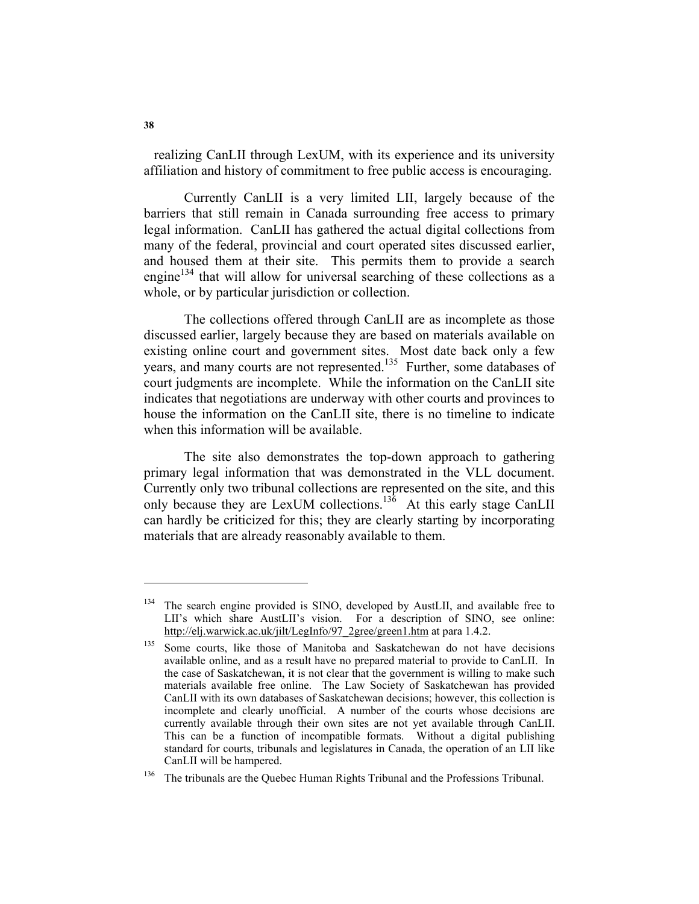realizing CanLII through LexUM, with its experience and its university affiliation and history of commitment to free public access is encouraging.

Currently CanLII is a very limited LII, largely because of the barriers that still remain in Canada surrounding free access to primary legal information. CanLII has gathered the actual digital collections from many of the federal, provincial and court operated sites discussed earlier, and housed them at their site. This permits them to provide a search engine[134] that will allow for universal searching of these collections as a whole, or by particular jurisdiction or collection.

The collections offered through CanLII are as incomplete as those discussed earlier, largely because they are based on materials available on existing online court and government sites. Most date back only a few years, and many courts are not represented.[135] Further, some databases of court judgments are incomplete. While the information on the CanLII site indicates that negotiations are underway with other courts and provinces to house the information on the CanLII site, there is no timeline to indicate when this information will be available.

The site also demonstrates the top-down approach to gathering primary legal information that was demonstrated in the VLL document. Currently only two tribunal collections are represented on the site, and this only because they are LexUM collections.[136] At this early stage CanLII can hardly be criticized for this; they are clearly starting by incorporating materials that are already reasonably available to them.

---

[134] The search engine provided is SINO, developed by AustLII, and available free to LII's which share AustLII's vision. For a description of SINO, see online: http://elj.warwick.ac.uk/jilt/LegInfo/97_2gree/green1.htm at para 1.4.2.

[135] Some courts, like those of Manitoba and Saskatchewan do not have decisions available online, and as a result have no prepared material to provide to CanLII. In the case of Saskatchewan, it is not clear that the government is willing to make such materials available free online. The Law Society of Saskatchewan has provided CanLII with its own databases of Saskatchewan decisions; however, this collection is incomplete and clearly unofficial. A number of the courts whose decisions are currently available through their own sites are not yet available through CanLII. This can be a function of incompatible formats. Without a digital publishing standard for courts, tribunals and legislatures in Canada, the operation of an LII like CanLII will be hampered.

[136] The tribunals are the Quebec Human Rights Tribunal and the Professions Tribunal.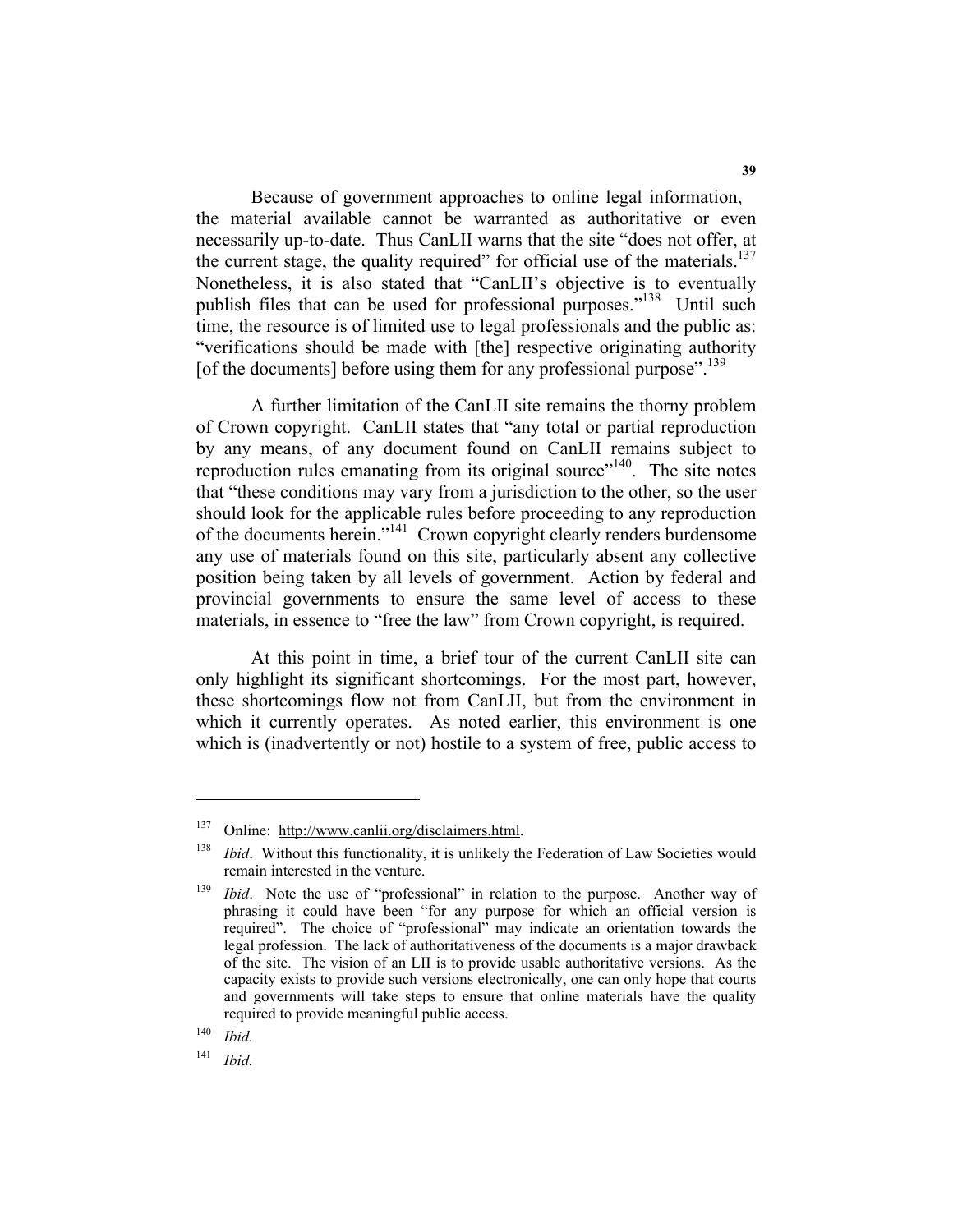Because of government approaches to online legal information, the material available cannot be warranted as authoritative or even necessarily up-to-date. Thus CanLII warns that the site "does not offer, at the current stage, the quality required" for official use of the materials.[137] Nonetheless, it is also stated that "CanLII's objective is to eventually publish files that can be used for professional purposes."[138] Until such time, the resource is of limited use to legal professionals and the public as: "verifications should be made with [the] respective originating authority [of the documents] before using them for any professional purpose".[139]

A further limitation of the CanLII site remains the thorny problem of Crown copyright. CanLII states that "any total or partial reproduction by any means, of any document found on CanLII remains subject to reproduction rules emanating from its original source"[140]. The site notes that "these conditions may vary from a jurisdiction to the other, so the user should look for the applicable rules before proceeding to any reproduction of the documents herein."[141] Crown copyright clearly renders burdensome any use of materials found on this site, particularly absent any collective position being taken by all levels of government. Action by federal and provincial governments to ensure the same level of access to these materials, in essence to "free the law" from Crown copyright, is required.

At this point in time, a brief tour of the current CanLII site can only highlight its significant shortcomings. For the most part, however, these shortcomings flow not from CanLII, but from the environment in which it currently operates. As noted earlier, this environment is one which is (inadvertently or not) hostile to a system of free, public access to

---

[137] Online: http://www.canlii.org/disclaimers.html.

[138] *Ibid*. Without this functionality, it is unlikely the Federation of Law Societies would remain interested in the venture.

[139] *Ibid*. Note the use of "professional" in relation to the purpose. Another way of phrasing it could have been "for any purpose for which an official version is required". The choice of "professional" may indicate an orientation towards the legal profession. The lack of authoritativeness of the documents is a major drawback of the site. The vision of an LII is to provide usable authoritative versions. As the capacity exists to provide such versions electronically, one can only hope that courts and governments will take steps to ensure that online materials have the quality required to provide meaningful public access.

[140] *Ibid.*

[141] *Ibid.*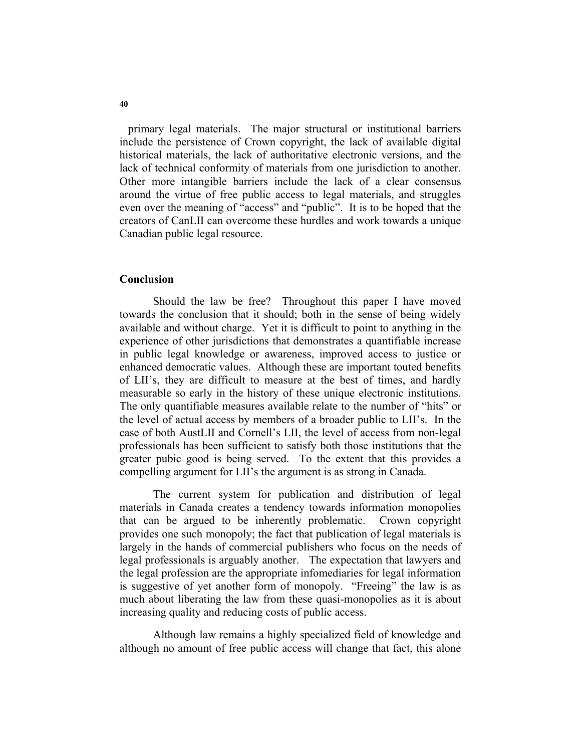primary legal materials. The major structural or institutional barriers include the persistence of Crown copyright, the lack of available digital historical materials, the lack of authoritative electronic versions, and the lack of technical conformity of materials from one jurisdiction to another. Other more intangible barriers include the lack of a clear consensus around the virtue of free public access to legal materials, and struggles even over the meaning of "access" and "public". It is to be hoped that the creators of CanLII can overcome these hurdles and work towards a unique Canadian public legal resource.

## Conclusion

Should the law be free? Throughout this paper I have moved towards the conclusion that it should; both in the sense of being widely available and without charge. Yet it is difficult to point to anything in the experience of other jurisdictions that demonstrates a quantifiable increase in public legal knowledge or awareness, improved access to justice or enhanced democratic values. Although these are important touted benefits of LII's, they are difficult to measure at the best of times, and hardly measurable so early in the history of these unique electronic institutions. The only quantifiable measures available relate to the number of "hits" or the level of actual access by members of a broader public to LII's. In the case of both AustLII and Cornell's LII, the level of access from non-legal professionals has been sufficient to satisfy both those institutions that the greater pubic good is being served. To the extent that this provides a compelling argument for LII's the argument is as strong in Canada.

The current system for publication and distribution of legal materials in Canada creates a tendency towards information monopolies that can be argued to be inherently problematic. Crown copyright provides one such monopoly; the fact that publication of legal materials is largely in the hands of commercial publishers who focus on the needs of legal professionals is arguably another. The expectation that lawyers and the legal profession are the appropriate infomediaries for legal information is suggestive of yet another form of monopoly. "Freeing" the law is as much about liberating the law from these quasi-monopolies as it is about increasing quality and reducing costs of public access.

Although law remains a highly specialized field of knowledge and although no amount of free public access will change that fact, this alone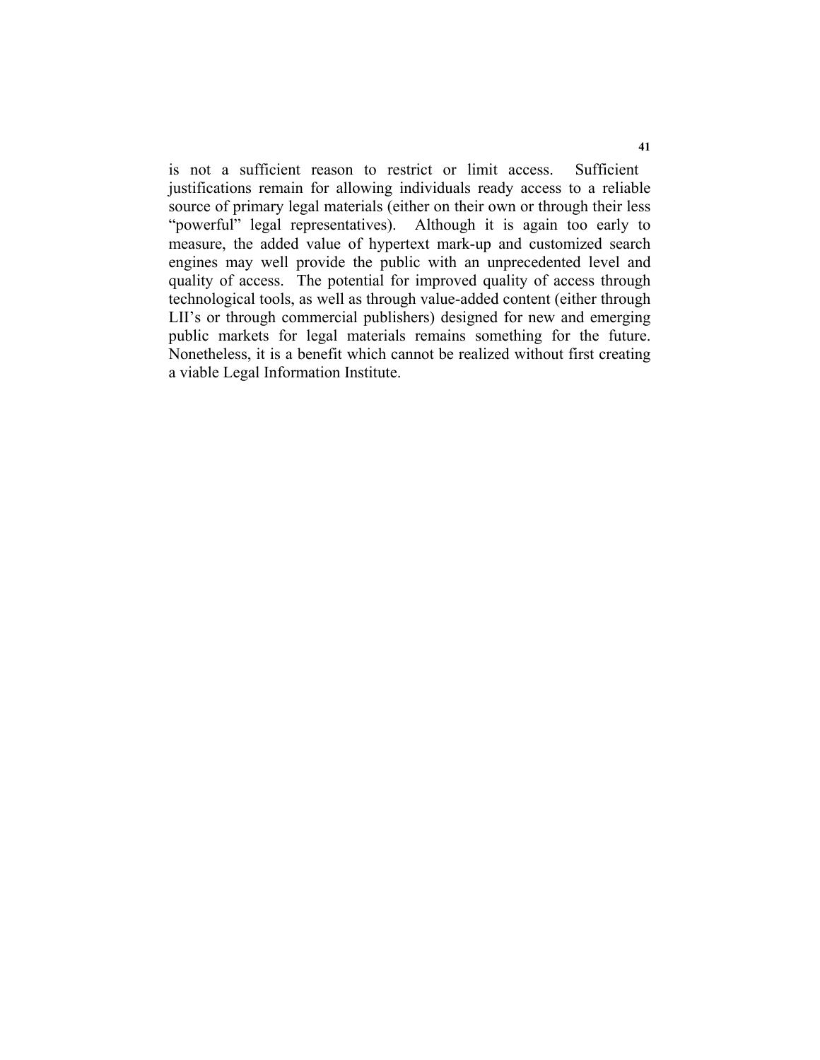is not a sufficient reason to restrict or limit access. Sufficient justifications remain for allowing individuals ready access to a reliable source of primary legal materials (either on their own or through their less "powerful" legal representatives). Although it is again too early to measure, the added value of hypertext mark-up and customized search engines may well provide the public with an unprecedented level and quality of access. The potential for improved quality of access through technological tools, as well as through value-added content (either through LII's or through commercial publishers) designed for new and emerging public markets for legal materials remains something for the future. Nonetheless, it is a benefit which cannot be realized without first creating a viable Legal Information Institute.